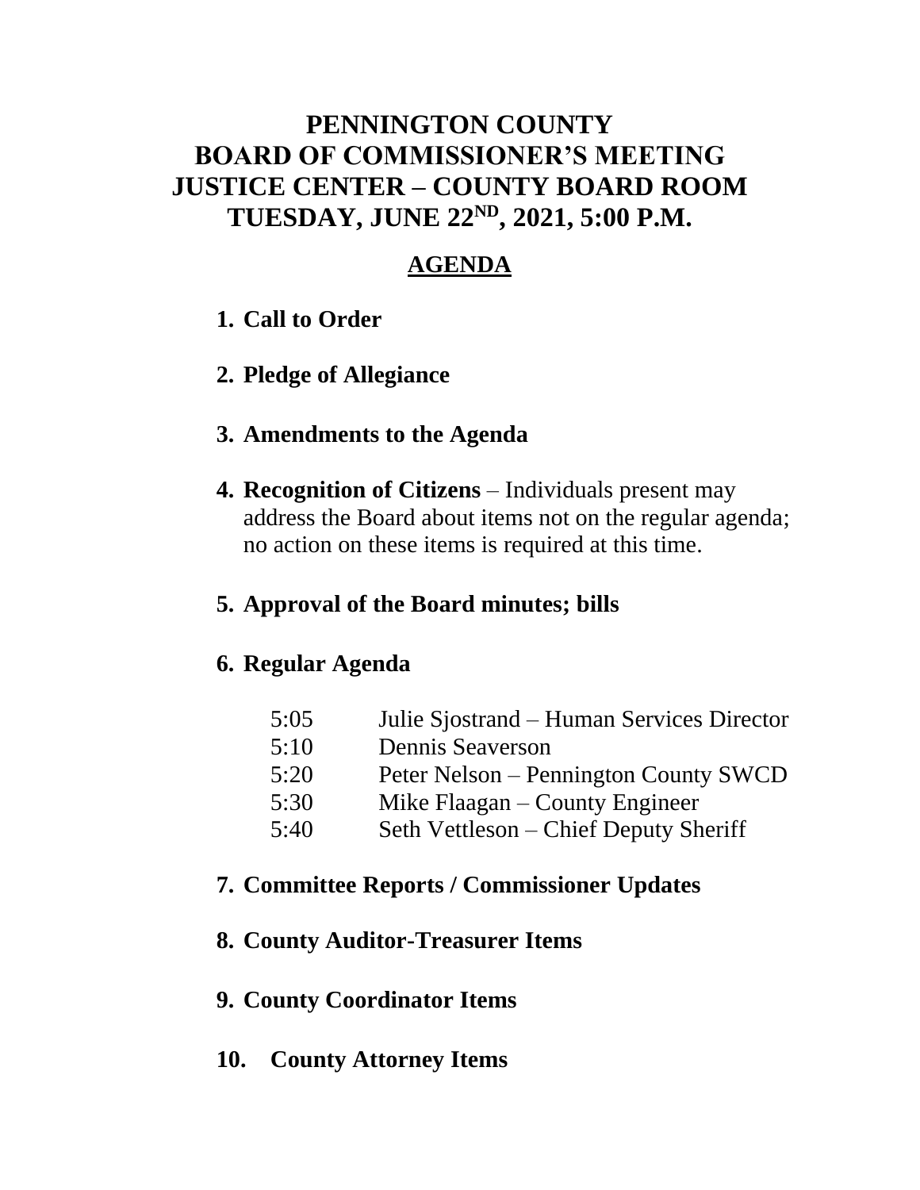# PENNINGTON COUNTY
# BOARD OF COMMISSIONER'S MEETING
# JUSTICE CENTER – COUNTY BOARD ROOM
# TUESDAY, JUNE 22ND, 2021, 5:00 P.M.

## AGENDA

1. **Call to Order**

2. **Pledge of Allegiance**

3. **Amendments to the Agenda**

4. **Recognition of Citizens** – Individuals present may address the Board about items not on the regular agenda; no action on these items is required at this time.

5. **Approval of the Board minutes; bills**

6. **Regular Agenda**

| | |
|---|---|
| 5:05 | Julie Sjostrand – Human Services Director |
| 5:10 | Dennis Seaverson |
| 5:20 | Peter Nelson – Pennington County SWCD |
| 5:30 | Mike Flaagan – County Engineer |
| 5:40 | Seth Vettleson – Chief Deputy Sheriff |

7. **Committee Reports / Commissioner Updates**

8. **County Auditor-Treasurer Items**

9. **County Coordinator Items**

10. **County Attorney Items**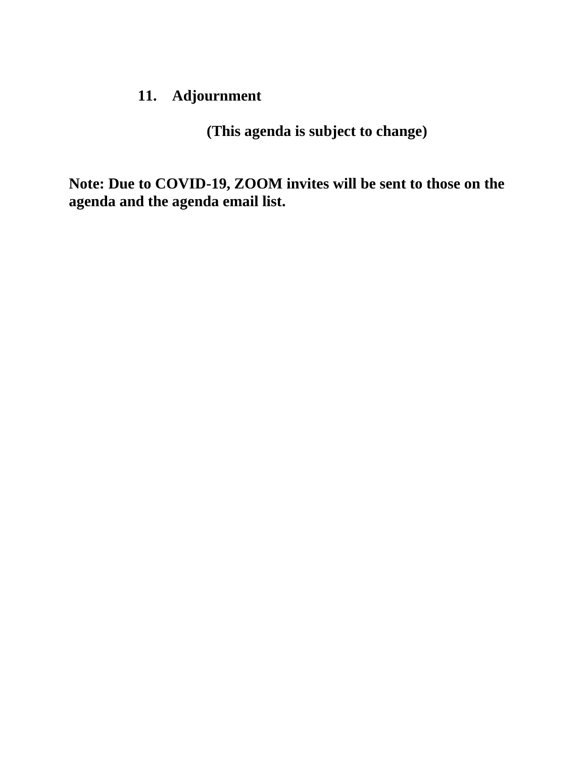11. **Adjournment**

**(This agenda is subject to change)**

**Note: Due to COVID-19, ZOOM invites will be sent to those on the agenda and the agenda email list.**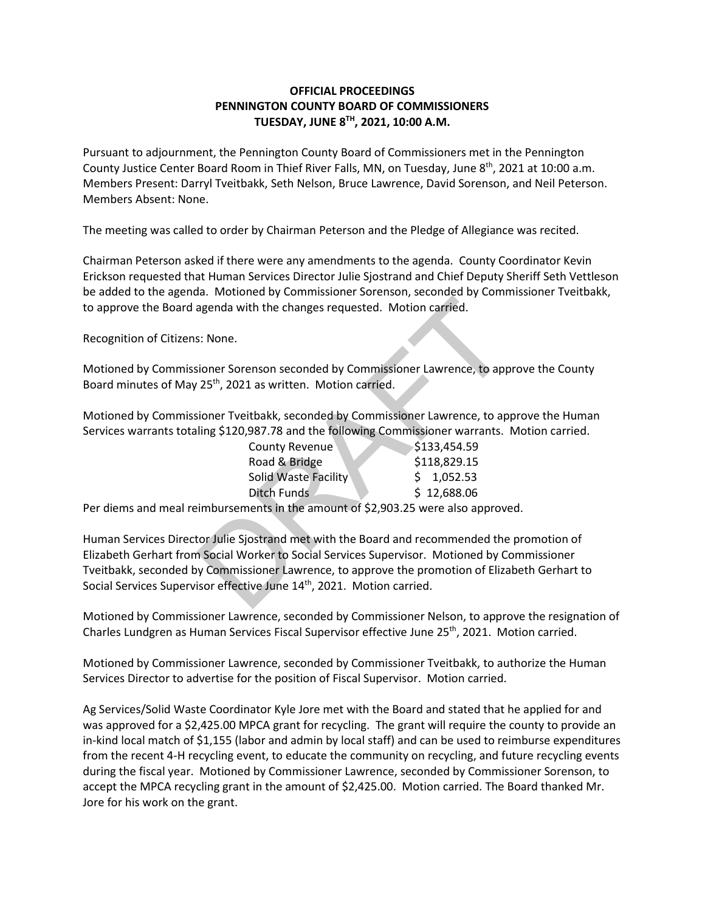**OFFICIAL PROCEEDINGS**
**PENNINGTON COUNTY BOARD OF COMMISSIONERS**
**TUESDAY, JUNE 8TH, 2021, 10:00 A.M.**

Pursuant to adjournment, the Pennington County Board of Commissioners met in the Pennington County Justice Center Board Room in Thief River Falls, MN, on Tuesday, June 8th, 2021 at 10:00 a.m. Members Present: Darryl Tveitbakk, Seth Nelson, Bruce Lawrence, David Sorenson, and Neil Peterson. Members Absent: None.

The meeting was called to order by Chairman Peterson and the Pledge of Allegiance was recited.

Chairman Peterson asked if there were any amendments to the agenda. County Coordinator Kevin Erickson requested that Human Services Director Julie Sjostrand and Chief Deputy Sheriff Seth Vettleson be added to the agenda. Motioned by Commissioner Sorenson, seconded by Commissioner Tveitbakk, to approve the Board agenda with the changes requested. Motion carried.

Recognition of Citizens: None.

Motioned by Commissioner Sorenson seconded by Commissioner Lawrence, to approve the County Board minutes of May 25th, 2021 as written. Motion carried.

Motioned by Commissioner Tveitbakk, seconded by Commissioner Lawrence, to approve the Human Services warrants totaling $120,987.78 and the following Commissioner warrants. Motion carried.

| | |
|---|---|
| County Revenue | $133,454.59 |
| Road & Bridge | $118,829.15 |
| Solid Waste Facility | $ 1,052.53 |
| Ditch Funds | $ 12,688.06 |

Per diems and meal reimbursements in the amount of $2,903.25 were also approved.

Human Services Director Julie Sjostrand met with the Board and recommended the promotion of Elizabeth Gerhart from Social Worker to Social Services Supervisor. Motioned by Commissioner Tveitbakk, seconded by Commissioner Lawrence, to approve the promotion of Elizabeth Gerhart to Social Services Supervisor effective June 14th, 2021. Motion carried.

Motioned by Commissioner Lawrence, seconded by Commissioner Nelson, to approve the resignation of Charles Lundgren as Human Services Fiscal Supervisor effective June 25th, 2021. Motion carried.

Motioned by Commissioner Lawrence, seconded by Commissioner Tveitbakk, to authorize the Human Services Director to advertise for the position of Fiscal Supervisor. Motion carried.

Ag Services/Solid Waste Coordinator Kyle Jore met with the Board and stated that he applied for and was approved for a $2,425.00 MPCA grant for recycling. The grant will require the county to provide an in-kind local match of $1,155 (labor and admin by local staff) and can be used to reimburse expenditures from the recent 4-H recycling event, to educate the community on recycling, and future recycling events during the fiscal year. Motioned by Commissioner Lawrence, seconded by Commissioner Sorenson, to accept the MPCA recycling grant in the amount of $2,425.00. Motion carried. The Board thanked Mr. Jore for his work on the grant.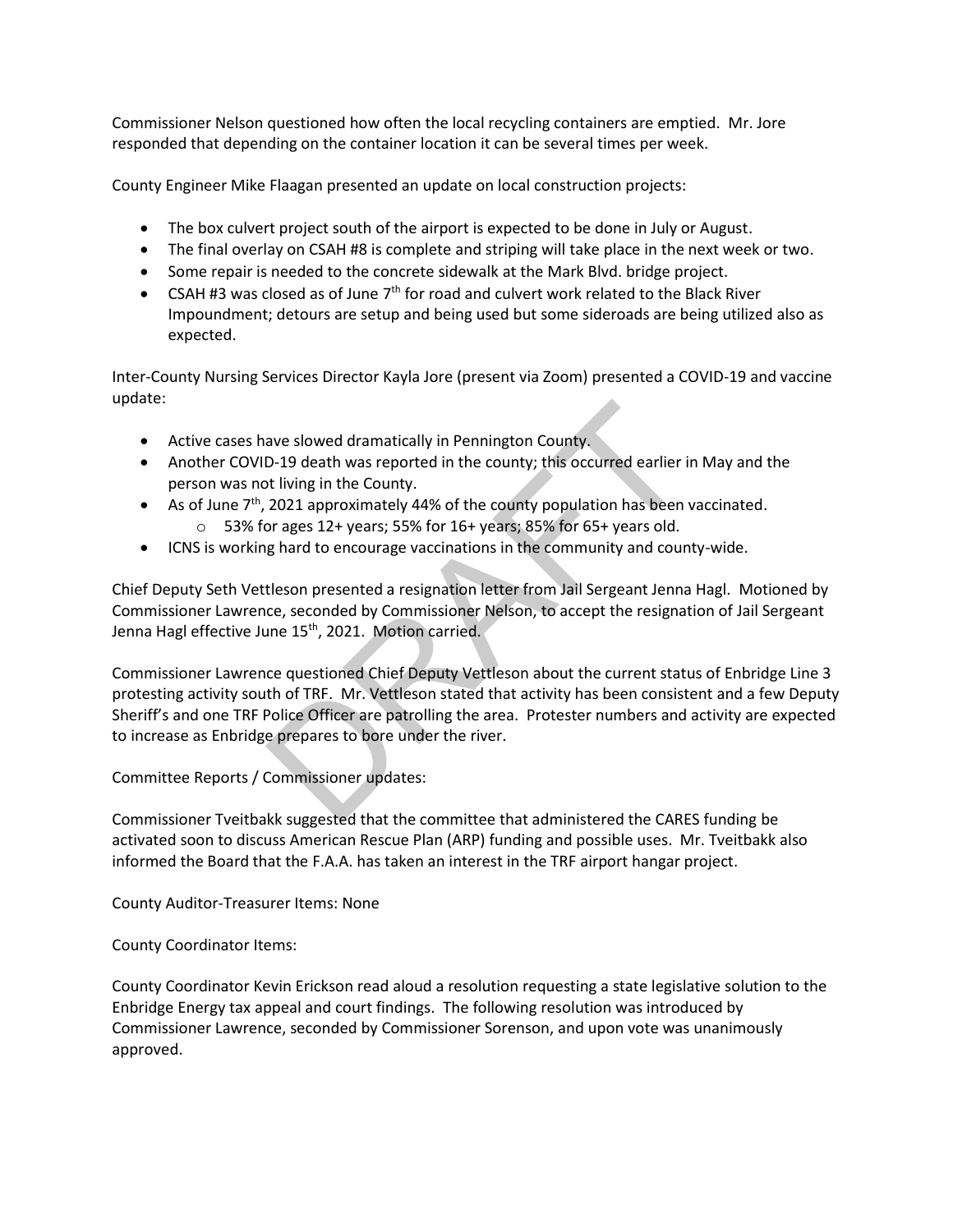Commissioner Nelson questioned how often the local recycling containers are emptied. Mr. Jore responded that depending on the container location it can be several times per week.

County Engineer Mike Flaagan presented an update on local construction projects:

- The box culvert project south of the airport is expected to be done in July or August.
- The final overlay on CSAH #8 is complete and striping will take place in the next week or two.
- Some repair is needed to the concrete sidewalk at the Mark Blvd. bridge project.
- CSAH #3 was closed as of June 7th for road and culvert work related to the Black River Impoundment; detours are setup and being used but some sideroads are being utilized also as expected.

Inter-County Nursing Services Director Kayla Jore (present via Zoom) presented a COVID-19 and vaccine update:

- Active cases have slowed dramatically in Pennington County.
- Another COVID-19 death was reported in the county; this occurred earlier in May and the person was not living in the County.
- As of June 7th, 2021 approximately 44% of the county population has been vaccinated.
    - 53% for ages 12+ years; 55% for 16+ years; 85% for 65+ years old.
- ICNS is working hard to encourage vaccinations in the community and county-wide.

Chief Deputy Seth Vettleson presented a resignation letter from Jail Sergeant Jenna Hagl. Motioned by Commissioner Lawrence, seconded by Commissioner Nelson, to accept the resignation of Jail Sergeant Jenna Hagl effective June 15th, 2021. Motion carried.

Commissioner Lawrence questioned Chief Deputy Vettleson about the current status of Enbridge Line 3 protesting activity south of TRF. Mr. Vettleson stated that activity has been consistent and a few Deputy Sheriff's and one TRF Police Officer are patrolling the area. Protester numbers and activity are expected to increase as Enbridge prepares to bore under the river.

Committee Reports / Commissioner updates:

Commissioner Tveitbakk suggested that the committee that administered the CARES funding be activated soon to discuss American Rescue Plan (ARP) funding and possible uses. Mr. Tveitbakk also informed the Board that the F.A.A. has taken an interest in the TRF airport hangar project.

County Auditor-Treasurer Items: None

County Coordinator Items:

County Coordinator Kevin Erickson read aloud a resolution requesting a state legislative solution to the Enbridge Energy tax appeal and court findings. The following resolution was introduced by Commissioner Lawrence, seconded by Commissioner Sorenson, and upon vote was unanimously approved.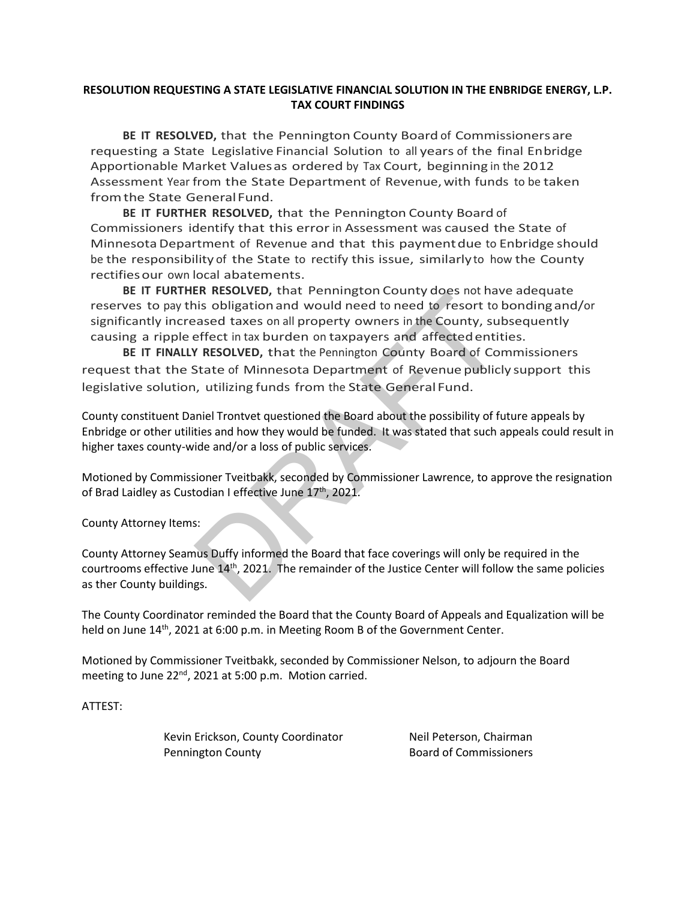**RESOLUTION REQUESTING A STATE LEGISLATIVE FINANCIAL SOLUTION IN THE ENBRIDGE ENERGY, L.P. TAX COURT FINDINGS**

**BE IT RESOLVED,** that the Pennington County Board of Commissioners are requesting a State Legislative Financial Solution to all years of the final Enbridge Apportionable Market Values as ordered by Tax Court, beginning in the 2012 Assessment Year from the State Department of Revenue, with funds to be taken from the State General Fund.

**BE IT FURTHER RESOLVED,** that the Pennington County Board of Commissioners identify that this error in Assessment was caused the State of Minnesota Department of Revenue and that this payment due to Enbridge should be the responsibility of the State to rectify this issue, similarly to how the County rectifies our own local abatements.

**BE IT FURTHER RESOLVED,** that Pennington County does not have adequate reserves to pay this obligation and would need to need to resort to bonding and/or significantly increased taxes on all property owners in the County, subsequently causing a ripple effect in tax burden on taxpayers and affected entities.

**BE IT FINALLY RESOLVED,** that the Pennington County Board of Commissioners request that the State of Minnesota Department of Revenue publicly support this legislative solution, utilizing funds from the State General Fund.

County constituent Daniel Trontvet questioned the Board about the possibility of future appeals by Enbridge or other utilities and how they would be funded. It was stated that such appeals could result in higher taxes county-wide and/or a loss of public services.

Motioned by Commissioner Tveitbakk, seconded by Commissioner Lawrence, to approve the resignation of Brad Laidley as Custodian I effective June 17th, 2021.

County Attorney Items:

County Attorney Seamus Duffy informed the Board that face coverings will only be required in the courtrooms effective June 14th, 2021. The remainder of the Justice Center will follow the same policies as ther County buildings.

The County Coordinator reminded the Board that the County Board of Appeals and Equalization will be held on June 14th, 2021 at 6:00 p.m. in Meeting Room B of the Government Center.

Motioned by Commissioner Tveitbakk, seconded by Commissioner Nelson, to adjourn the Board meeting to June 22nd, 2021 at 5:00 p.m. Motion carried.

ATTEST:

Kevin Erickson, County Coordinator
Pennington County

Neil Peterson, Chairman
Board of Commissioners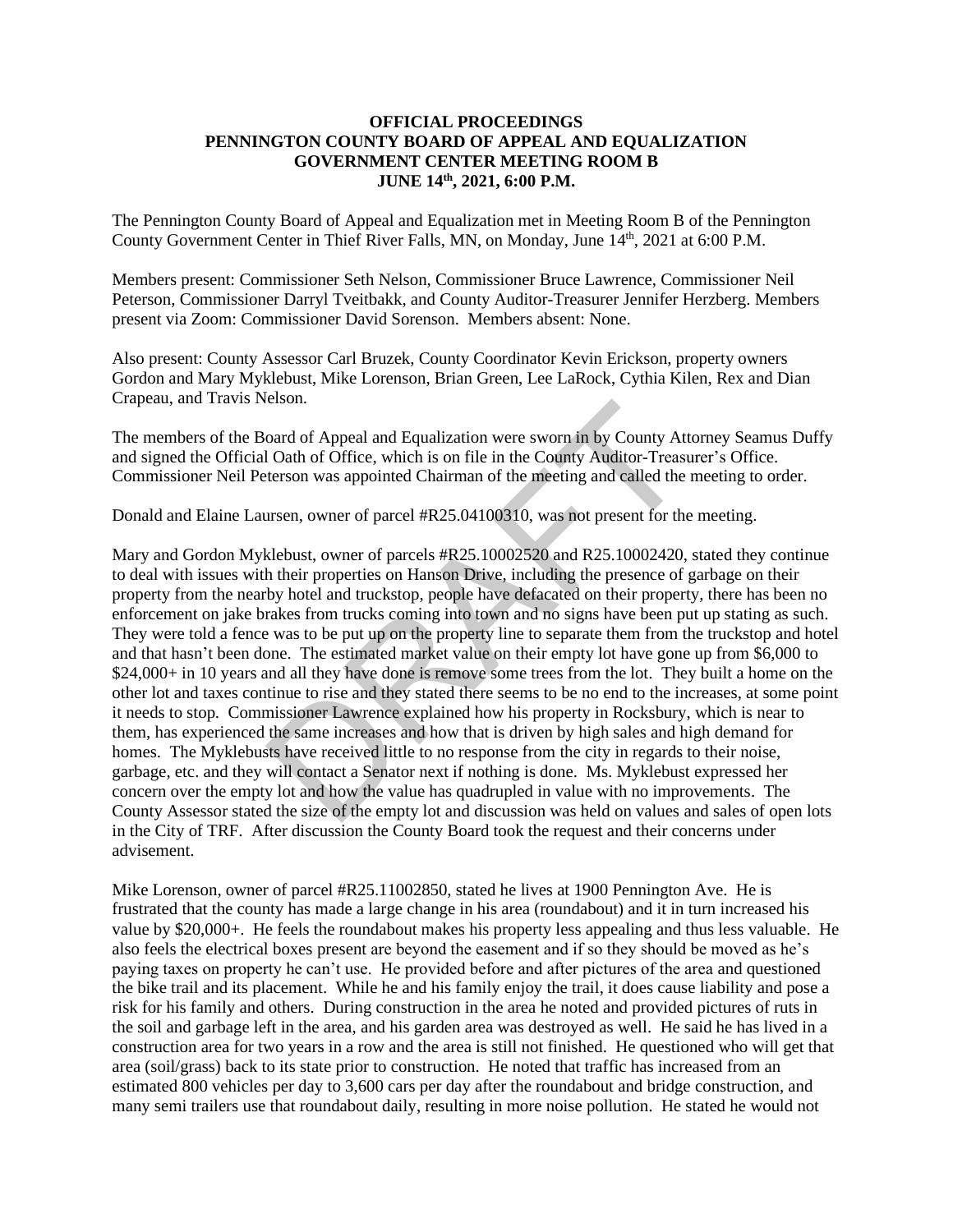**OFFICIAL PROCEEDINGS**
**PENNINGTON COUNTY BOARD OF APPEAL AND EQUALIZATION**
**GOVERNMENT CENTER MEETING ROOM B**
**JUNE 14th, 2021, 6:00 P.M.**

The Pennington County Board of Appeal and Equalization met in Meeting Room B of the Pennington County Government Center in Thief River Falls, MN, on Monday, June 14th, 2021 at 6:00 P.M.

Members present: Commissioner Seth Nelson, Commissioner Bruce Lawrence, Commissioner Neil Peterson, Commissioner Darryl Tveitbakk, and County Auditor-Treasurer Jennifer Herzberg. Members present via Zoom: Commissioner David Sorenson. Members absent: None.

Also present: County Assessor Carl Bruzek, County Coordinator Kevin Erickson, property owners Gordon and Mary Myklebust, Mike Lorenson, Brian Green, Lee LaRock, Cythia Kilen, Rex and Dian Crapeau, and Travis Nelson.

The members of the Board of Appeal and Equalization were sworn in by County Attorney Seamus Duffy and signed the Official Oath of Office, which is on file in the County Auditor-Treasurer's Office. Commissioner Neil Peterson was appointed Chairman of the meeting and called the meeting to order.

Donald and Elaine Laursen, owner of parcel #R25.04100310, was not present for the meeting.

Mary and Gordon Myklebust, owner of parcels #R25.10002520 and R25.10002420, stated they continue to deal with issues with their properties on Hanson Drive, including the presence of garbage on their property from the nearby hotel and truckstop, people have defacated on their property, there has been no enforcement on jake brakes from trucks coming into town and no signs have been put up stating as such. They were told a fence was to be put up on the property line to separate them from the truckstop and hotel and that hasn't been done. The estimated market value on their empty lot have gone up from $6,000 to $24,000+ in 10 years and all they have done is remove some trees from the lot. They built a home on the other lot and taxes continue to rise and they stated there seems to be no end to the increases, at some point it needs to stop. Commissioner Lawrence explained how his property in Rocksbury, which is near to them, has experienced the same increases and how that is driven by high sales and high demand for homes. The Myklebusts have received little to no response from the city in regards to their noise, garbage, etc. and they will contact a Senator next if nothing is done. Ms. Myklebust expressed her concern over the empty lot and how the value has quadrupled in value with no improvements. The County Assessor stated the size of the empty lot and discussion was held on values and sales of open lots in the City of TRF. After discussion the County Board took the request and their concerns under advisement.

Mike Lorenson, owner of parcel #R25.11002850, stated he lives at 1900 Pennington Ave. He is frustrated that the county has made a large change in his area (roundabout) and it in turn increased his value by $20,000+. He feels the roundabout makes his property less appealing and thus less valuable. He also feels the electrical boxes present are beyond the easement and if so they should be moved as he's paying taxes on property he can't use. He provided before and after pictures of the area and questioned the bike trail and its placement. While he and his family enjoy the trail, it does cause liability and pose a risk for his family and others. During construction in the area he noted and provided pictures of ruts in the soil and garbage left in the area, and his garden area was destroyed as well. He said he has lived in a construction area for two years in a row and the area is still not finished. He questioned who will get that area (soil/grass) back to its state prior to construction. He noted that traffic has increased from an estimated 800 vehicles per day to 3,600 cars per day after the roundabout and bridge construction, and many semi trailers use that roundabout daily, resulting in more noise pollution. He stated he would not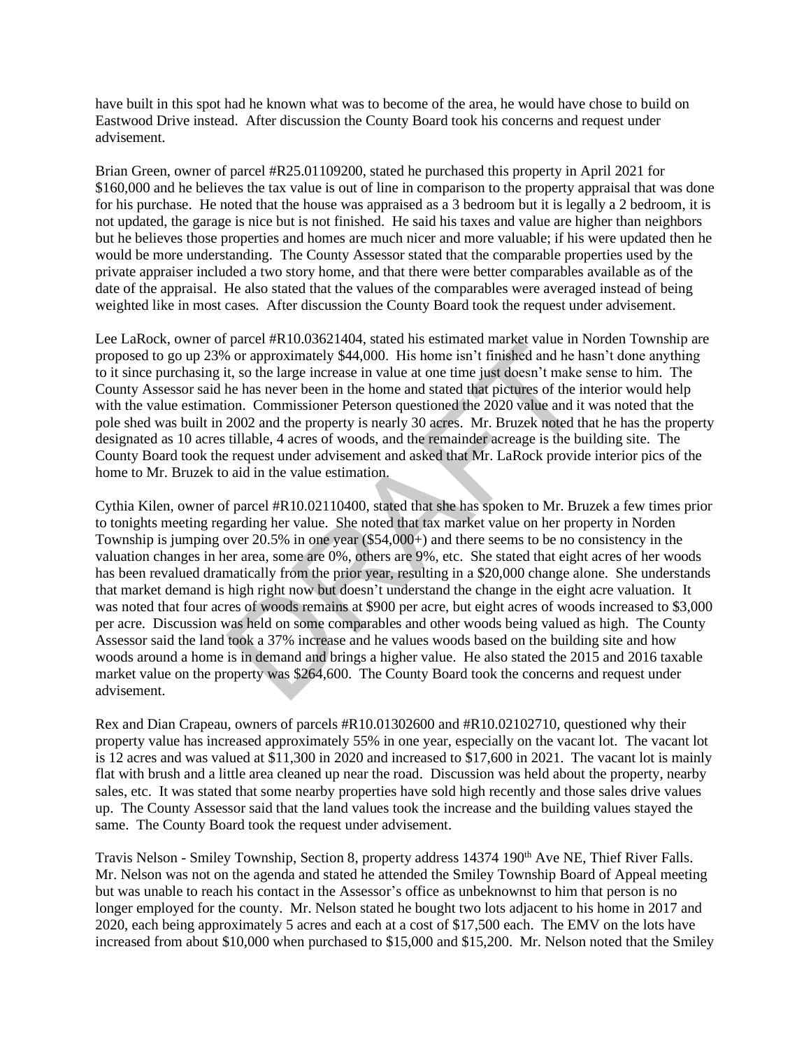have built in this spot had he known what was to become of the area, he would have chose to build on Eastwood Drive instead. After discussion the County Board took his concerns and request under advisement.

Brian Green, owner of parcel #R25.01109200, stated he purchased this property in April 2021 for $160,000 and he believes the tax value is out of line in comparison to the property appraisal that was done for his purchase. He noted that the house was appraised as a 3 bedroom but it is legally a 2 bedroom, it is not updated, the garage is nice but is not finished. He said his taxes and value are higher than neighbors but he believes those properties and homes are much nicer and more valuable; if his were updated then he would be more understanding. The County Assessor stated that the comparable properties used by the private appraiser included a two story home, and that there were better comparables available as of the date of the appraisal. He also stated that the values of the comparables were averaged instead of being weighted like in most cases. After discussion the County Board took the request under advisement.

Lee LaRock, owner of parcel #R10.03621404, stated his estimated market value in Norden Township are proposed to go up 23% or approximately $44,000. His home isn't finished and he hasn't done anything to it since purchasing it, so the large increase in value at one time just doesn't make sense to him. The County Assessor said he has never been in the home and stated that pictures of the interior would help with the value estimation. Commissioner Peterson questioned the 2020 value and it was noted that the pole shed was built in 2002 and the property is nearly 30 acres. Mr. Bruzek noted that he has the property designated as 10 acres tillable, 4 acres of woods, and the remainder acreage is the building site. The County Board took the request under advisement and asked that Mr. LaRock provide interior pics of the home to Mr. Bruzek to aid in the value estimation.

Cythia Kilen, owner of parcel #R10.02110400, stated that she has spoken to Mr. Bruzek a few times prior to tonights meeting regarding her value. She noted that tax market value on her property in Norden Township is jumping over 20.5% in one year ($54,000+) and there seems to be no consistency in the valuation changes in her area, some are 0%, others are 9%, etc. She stated that eight acres of her woods has been revalued dramatically from the prior year, resulting in a $20,000 change alone. She understands that market demand is high right now but doesn't understand the change in the eight acre valuation. It was noted that four acres of woods remains at $900 per acre, but eight acres of woods increased to $3,000 per acre. Discussion was held on some comparables and other woods being valued as high. The County Assessor said the land took a 37% increase and he values woods based on the building site and how woods around a home is in demand and brings a higher value. He also stated the 2015 and 2016 taxable market value on the property was $264,600. The County Board took the concerns and request under advisement.

Rex and Dian Crapeau, owners of parcels #R10.01302600 and #R10.02102710, questioned why their property value has increased approximately 55% in one year, especially on the vacant lot. The vacant lot is 12 acres and was valued at $11,300 in 2020 and increased to $17,600 in 2021. The vacant lot is mainly flat with brush and a little area cleaned up near the road. Discussion was held about the property, nearby sales, etc. It was stated that some nearby properties have sold high recently and those sales drive values up. The County Assessor said that the land values took the increase and the building values stayed the same. The County Board took the request under advisement.

Travis Nelson - Smiley Township, Section 8, property address 14374 190th Ave NE, Thief River Falls. Mr. Nelson was not on the agenda and stated he attended the Smiley Township Board of Appeal meeting but was unable to reach his contact in the Assessor's office as unbeknownst to him that person is no longer employed for the county. Mr. Nelson stated he bought two lots adjacent to his home in 2017 and 2020, each being approximately 5 acres and each at a cost of $17,500 each. The EMV on the lots have increased from about $10,000 when purchased to $15,000 and $15,200. Mr. Nelson noted that the Smiley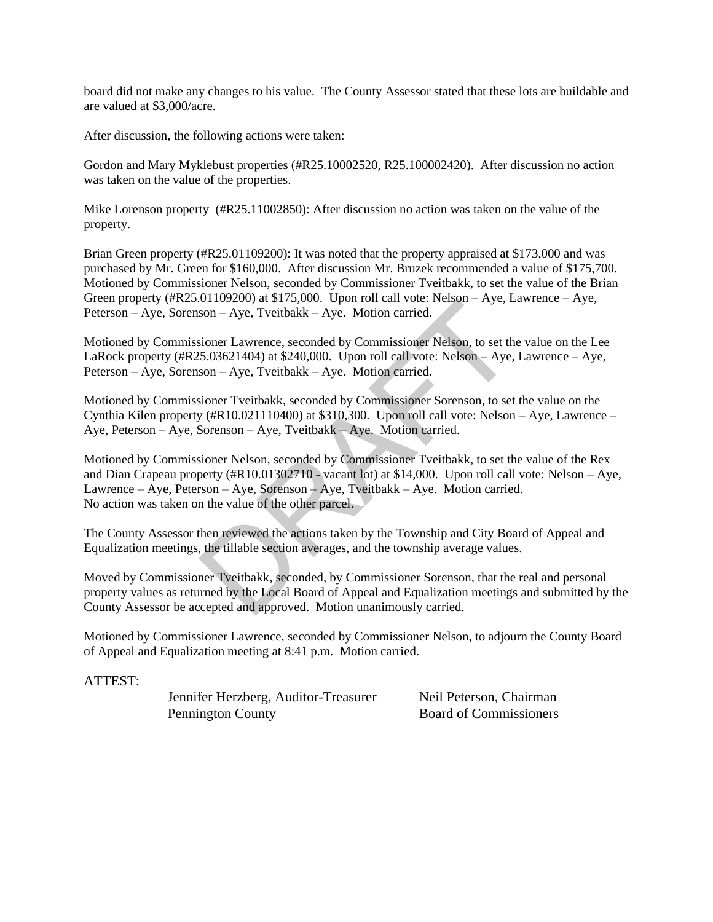board did not make any changes to his value. The County Assessor stated that these lots are buildable and are valued at $3,000/acre.

After discussion, the following actions were taken:

Gordon and Mary Myklebust properties (#R25.10002520, R25.100002420). After discussion no action was taken on the value of the properties.

Mike Lorenson property (#R25.11002850): After discussion no action was taken on the value of the property.

Brian Green property (#R25.01109200): It was noted that the property appraised at $173,000 and was purchased by Mr. Green for $160,000. After discussion Mr. Bruzek recommended a value of $175,700. Motioned by Commissioner Nelson, seconded by Commissioner Tveitbakk, to set the value of the Brian Green property (#R25.01109200) at $175,000. Upon roll call vote: Nelson – Aye, Lawrence – Aye, Peterson – Aye, Sorenson – Aye, Tveitbakk – Aye. Motion carried.

Motioned by Commissioner Lawrence, seconded by Commissioner Nelson, to set the value on the Lee LaRock property (#R25.03621404) at $240,000. Upon roll call vote: Nelson – Aye, Lawrence – Aye, Peterson – Aye, Sorenson – Aye, Tveitbakk – Aye. Motion carried.

Motioned by Commissioner Tveitbakk, seconded by Commissioner Sorenson, to set the value on the Cynthia Kilen property (#R10.021110400) at $310,300. Upon roll call vote: Nelson – Aye, Lawrence – Aye, Peterson – Aye, Sorenson – Aye, Tveitbakk – Aye. Motion carried.

Motioned by Commissioner Nelson, seconded by Commissioner Tveitbakk, to set the value of the Rex and Dian Crapeau property (#R10.01302710 - vacant lot) at $14,000. Upon roll call vote: Nelson – Aye, Lawrence – Aye, Peterson – Aye, Sorenson – Aye, Tveitbakk – Aye. Motion carried.
No action was taken on the value of the other parcel.

The County Assessor then reviewed the actions taken by the Township and City Board of Appeal and Equalization meetings, the tillable section averages, and the township average values.

Moved by Commissioner Tveitbakk, seconded, by Commissioner Sorenson, that the real and personal property values as returned by the Local Board of Appeal and Equalization meetings and submitted by the County Assessor be accepted and approved. Motion unanimously carried.

Motioned by Commissioner Lawrence, seconded by Commissioner Nelson, to adjourn the County Board of Appeal and Equalization meeting at 8:41 p.m. Motion carried.

ATTEST:

Jennifer Herzberg, Auditor-Treasurer
Pennington County

Neil Peterson, Chairman
Board of Commissioners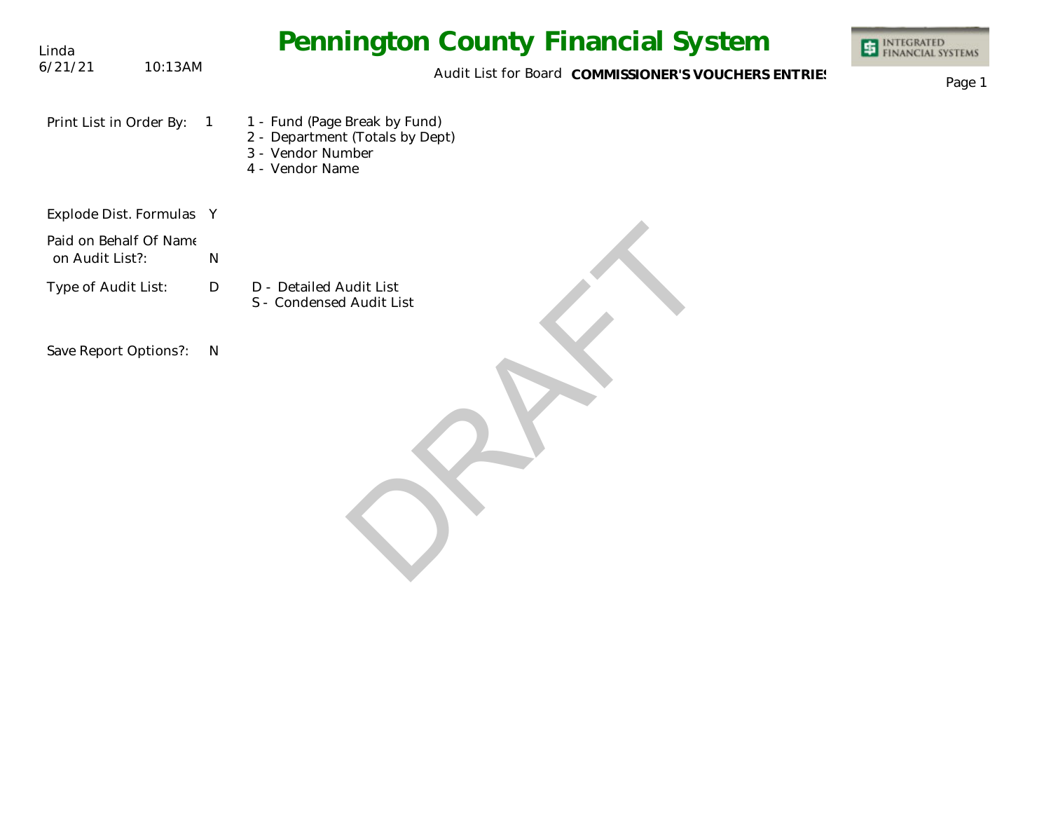Linda
6/21/21 10:13AM

# Pennington County Financial System

Audit List for Board **COMMISSIONER'S VOUCHERS ENTRIES**

INTEGRATED FINANCIAL SYSTEMS

| | | |
|---|---|---|
| Print List in Order By: | 1 | 1 - Fund (Page Break by Fund)<br>2 - Department (Totals by Dept)<br>3 - Vendor Number<br>4 - Vendor Name |
| Explode Dist. Formulas | Y | |
| Paid on Behalf Of Name on Audit List?: | N | |
| Type of Audit List: | D | D - Detailed Audit List<br>S - Condensed Audit List |
| Save Report Options?: | N | |

DRAFT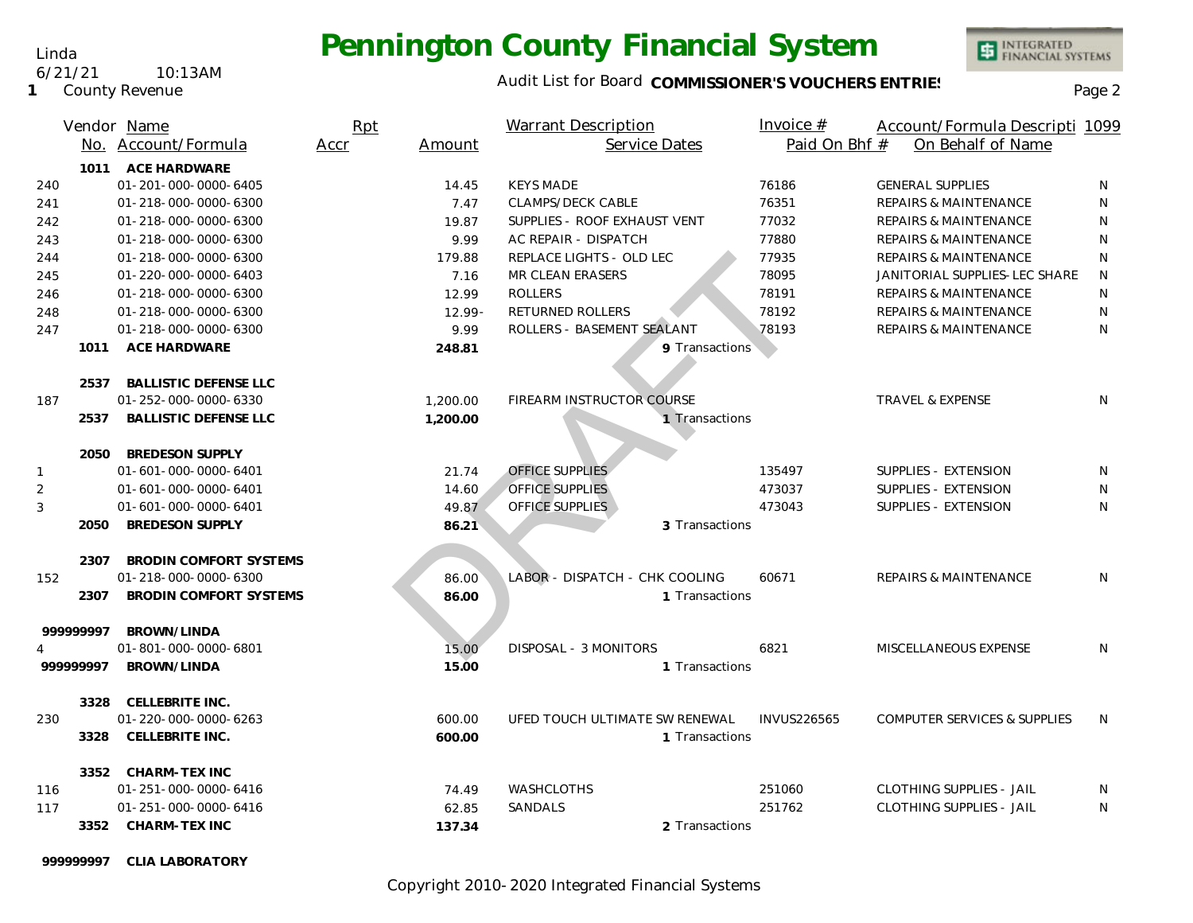# Pennington County Financial System

Linda
6/21/21 10:13AM
1 County Revenue

Audit List for Board **COMMISSIONER'S VOUCHERS ENTRIES**

| Vendor No. | Name / Account/Formula | Rpt Accr | Amount | Warrant Description / Service Dates | Invoice # / Paid On Bhf # | Account/Formula Descripti / On Behalf of Name | 1099 |
|---|---|---|---|---|---|---|---|
| 1011 | **ACE HARDWARE** | | | | | | |
| 240 | 01-201-000-0000-6405 | | 14.45 | KEYS MADE | 76186 | GENERAL SUPPLIES | N |
| 241 | 01-218-000-0000-6300 | | 7.47 | CLAMPS/DECK CABLE | 76351 | REPAIRS & MAINTENANCE | N |
| 242 | 01-218-000-0000-6300 | | 19.87 | SUPPLIES - ROOF EXHAUST VENT | 77032 | REPAIRS & MAINTENANCE | N |
| 243 | 01-218-000-0000-6300 | | 9.99 | AC REPAIR - DISPATCH | 77880 | REPAIRS & MAINTENANCE | N |
| 244 | 01-218-000-0000-6300 | | 179.88 | REPLACE LIGHTS - OLD LEC | 77935 | REPAIRS & MAINTENANCE | N |
| 245 | 01-220-000-0000-6403 | | 7.16 | MR CLEAN ERASERS | 78095 | JANITORIAL SUPPLIES-LEC SHARE | N |
| 246 | 01-218-000-0000-6300 | | 12.99 | ROLLERS | 78191 | REPAIRS & MAINTENANCE | N |
| 248 | 01-218-000-0000-6300 | | 12.99- | RETURNED ROLLERS | 78192 | REPAIRS & MAINTENANCE | N |
| 247 | 01-218-000-0000-6300 | | 9.99 | ROLLERS - BASEMENT SEALANT | 78193 | REPAIRS & MAINTENANCE | N |
| 1011 | **ACE HARDWARE** | | **248.81** | 9 Transactions | | | |
| 2537 | **BALLISTIC DEFENSE LLC** | | | | | | |
| 187 | 01-252-000-0000-6330 | | 1,200.00 | FIREARM INSTRUCTOR COURSE | | TRAVEL & EXPENSE | N |
| 2537 | **BALLISTIC DEFENSE LLC** | | **1,200.00** | 1 Transactions | | | |
| 2050 | **BREDESON SUPPLY** | | | | | | |
| 1 | 01-601-000-0000-6401 | | 21.74 | OFFICE SUPPLIES | 135497 | SUPPLIES - EXTENSION | N |
| 2 | 01-601-000-0000-6401 | | 14.60 | OFFICE SUPPLIES | 473037 | SUPPLIES - EXTENSION | N |
| 3 | 01-601-000-0000-6401 | | 49.87 | OFFICE SUPPLIES | 473043 | SUPPLIES - EXTENSION | N |
| 2050 | **BREDESON SUPPLY** | | **86.21** | 3 Transactions | | | |
| 2307 | **BRODIN COMFORT SYSTEMS** | | | | | | |
| 152 | 01-218-000-0000-6300 | | 86.00 | LABOR - DISPATCH - CHK COOLING | 60671 | REPAIRS & MAINTENANCE | N |
| 2307 | **BRODIN COMFORT SYSTEMS** | | **86.00** | 1 Transactions | | | |
| 999999997 | **BROWN/LINDA** | | | | | | |
| 4 | 01-801-000-0000-6801 | | 15.00 | DISPOSAL - 3 MONITORS | 6821 | MISCELLANEOUS EXPENSE | N |
| 999999997 | **BROWN/LINDA** | | **15.00** | 1 Transactions | | | |
| 3328 | **CELLEBRITE INC.** | | | | | | |
| 230 | 01-220-000-0000-6263 | | 600.00 | UFED TOUCH ULTIMATE SW RENEWAL | INVUS226565 | COMPUTER SERVICES & SUPPLIES | N |
| 3328 | **CELLEBRITE INC.** | | **600.00** | 1 Transactions | | | |
| 3352 | **CHARM-TEX INC** | | | | | | |
| 116 | 01-251-000-0000-6416 | | 74.49 | WASHCLOTHS | 251060 | CLOTHING SUPPLIES - JAIL | N |
| 117 | 01-251-000-0000-6416 | | 62.85 | SANDALS | 251762 | CLOTHING SUPPLIES - JAIL | N |
| 3352 | **CHARM-TEX INC** | | **137.34** | 2 Transactions | | | |
| 999999997 | **CLIA LABORATORY** | | | | | | |

DRAFT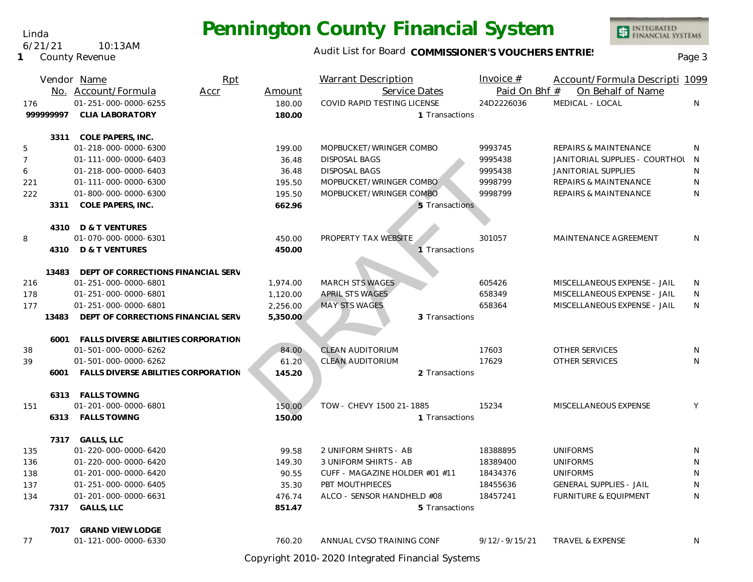Linda
6/21/21 10:13AM
1 County Revenue

# Pennington County Financial System

Audit List for Board **COMMISSIONER'S VOUCHERS ENTRIES**

| Vendor No. | Name / Account/Formula | Rpt Accr | Amount | Warrant Description / Service Dates | Invoice # / Paid On Bhf # | Account/Formula Description / On Behalf of Name | 1099 |
|---|---|---|---|---|---|---|---|
| 176 | 01-251-000-0000-6255 | | 180.00 | COVID RAPID TESTING LICENSE | 24D2226036 | MEDICAL - LOCAL | N |
| **999999997** | **CLIA LABORATORY** | | **180.00** | 1 Transactions | | | |
| **3311** | **COLE PAPERS, INC.** | | | | | | |
| 5 | 01-218-000-0000-6300 | | 199.00 | MOPBUCKET/WRINGER COMBO | 9993745 | REPAIRS & MAINTENANCE | N |
| 7 | 01-111-000-0000-6403 | | 36.48 | DISPOSAL BAGS | 9995438 | JANITORIAL SUPPLIES - COURTHOU | N |
| 6 | 01-218-000-0000-6403 | | 36.48 | DISPOSAL BAGS | 9995438 | JANITORIAL SUPPLIES | N |
| 221 | 01-111-000-0000-6300 | | 195.50 | MOPBUCKET/WRINGER COMBO | 9998799 | REPAIRS & MAINTENANCE | N |
| 222 | 01-800-000-0000-6300 | | 195.50 | MOPBUCKET/WRINGER COMBO | 9998799 | REPAIRS & MAINTENANCE | N |
| **3311** | **COLE PAPERS, INC.** | | **662.96** | 5 Transactions | | | |
| **4310** | **D & T VENTURES** | | | | | | |
| 8 | 01-070-000-0000-6301 | | 450.00 | PROPERTY TAX WEBSITE | 301057 | MAINTENANCE AGREEMENT | N |
| **4310** | **D & T VENTURES** | | **450.00** | 1 Transactions | | | |
| **13483** | **DEPT OF CORRECTIONS FINANCIAL SERV** | | | | | | |
| 216 | 01-251-000-0000-6801 | | 1,974.00 | MARCH STS WAGES | 605426 | MISCELLANEOUS EXPENSE - JAIL | N |
| 178 | 01-251-000-0000-6801 | | 1,120.00 | APRIL STS WAGES | 658349 | MISCELLANEOUS EXPENSE - JAIL | N |
| 177 | 01-251-000-0000-6801 | | 2,256.00 | MAY STS WAGES | 658364 | MISCELLANEOUS EXPENSE - JAIL | N |
| **13483** | **DEPT OF CORRECTIONS FINANCIAL SERV** | | **5,350.00** | 3 Transactions | | | |
| **6001** | **FALLS DIVERSE ABILITIES CORPORATION** | | | | | | |
| 38 | 01-501-000-0000-6262 | | 84.00 | CLEAN AUDITORIUM | 17603 | OTHER SERVICES | N |
| 39 | 01-501-000-0000-6262 | | 61.20 | CLEAN AUDITORIUM | 17629 | OTHER SERVICES | N |
| **6001** | **FALLS DIVERSE ABILITIES CORPORATION** | | **145.20** | 2 Transactions | | | |
| **6313** | **FALLS TOWING** | | | | | | |
| 151 | 01-201-000-0000-6801 | | 150.00 | TOW - CHEVY 1500 21-1885 | 15234 | MISCELLANEOUS EXPENSE | Y |
| **6313** | **FALLS TOWING** | | **150.00** | 1 Transactions | | | |
| **7317** | **GALLS, LLC** | | | | | | |
| 135 | 01-220-000-0000-6420 | | 99.58 | 2 UNIFORM SHIRTS - AB | 18388895 | UNIFORMS | N |
| 136 | 01-220-000-0000-6420 | | 149.30 | 3 UNIFORM SHIRTS - AB | 18389400 | UNIFORMS | N |
| 138 | 01-201-000-0000-6420 | | 90.55 | CUFF - MAGAZINE HOLDER #01 #11 | 18434376 | UNIFORMS | N |
| 137 | 01-251-000-0000-6405 | | 35.30 | PBT MOUTHPIECES | 18455636 | GENERAL SUPPLIES - JAIL | N |
| 134 | 01-201-000-0000-6631 | | 476.74 | ALCO - SENSOR HANDHELD #08 | 18457241 | FURNITURE & EQUIPMENT | N |
| **7317** | **GALLS, LLC** | | **851.47** | 5 Transactions | | | |
| **7017** | **GRAND VIEW LODGE** | | | | | | |
| 77 | 01-121-000-0000-6330 | | 760.20 | ANNUAL CVSO TRAINING CONF | 9/12/-9/15/21 | TRAVEL & EXPENSE | N |

DRAFT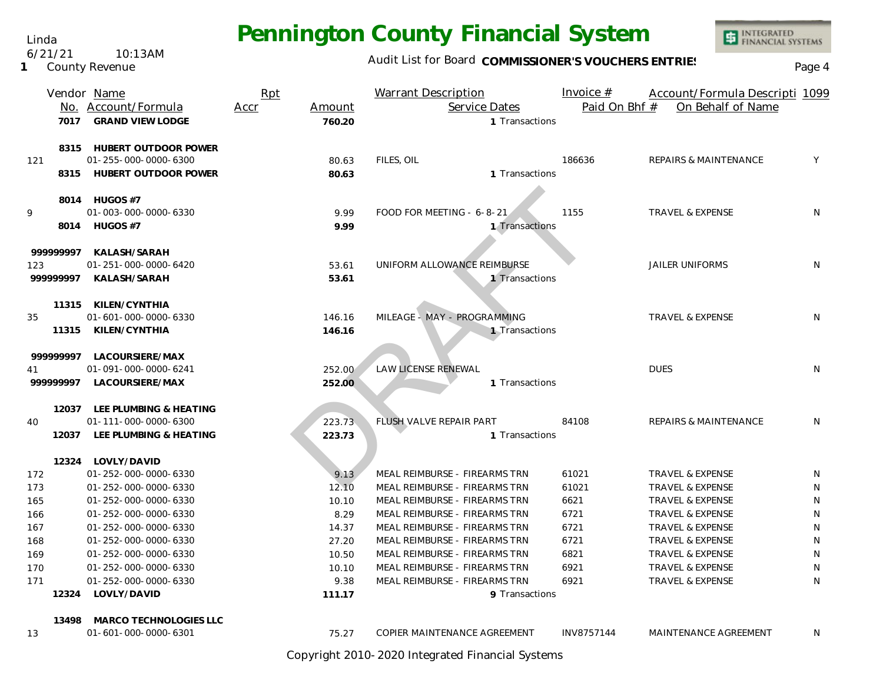# Pennington County Financial System

Linda
6/21/21 10:13AM
1 County Revenue

Audit List for Board **COMMISSIONER'S VOUCHERS ENTRIES**

| Vendor No. | Name / Account/Formula | Rpt Accr | Amount | Warrant Description / Service Dates | Invoice # / Paid On Bhf # | Account/Formula Description / On Behalf of Name | 1099 |
|---|---|---|---|---|---|---|---|
| **7017** | **GRAND VIEW LODGE** | | **760.20** | 1 Transactions | | | |
| **8315** | **HUBERT OUTDOOR POWER** | | | | | | |
| 121 | 01-255-000-0000-6300 | | 80.63 | FILES, OIL | 186636 | REPAIRS & MAINTENANCE | Y |
| **8315** | **HUBERT OUTDOOR POWER** | | **80.63** | 1 Transactions | | | |
| **8014** | **HUGOS #7** | | | | | | |
| 9 | 01-003-000-0000-6330 | | 9.99 | FOOD FOR MEETING - 6-8-21 | 1155 | TRAVEL & EXPENSE | N |
| **8014** | **HUGOS #7** | | **9.99** | 1 Transactions | | | |
| **999999997** | **KALASH/SARAH** | | | | | | |
| 123 | 01-251-000-0000-6420 | | 53.61 | UNIFORM ALLOWANCE REIMBURSE | | JAILER UNIFORMS | N |
| **999999997** | **KALASH/SARAH** | | **53.61** | 1 Transactions | | | |
| **11315** | **KILEN/CYNTHIA** | | | | | | |
| 35 | 01-601-000-0000-6330 | | 146.16 | MILEAGE - MAY - PROGRAMMING | | TRAVEL & EXPENSE | N |
| **11315** | **KILEN/CYNTHIA** | | **146.16** | 1 Transactions | | | |
| **999999997** | **LACOURSIERE/MAX** | | | | | | |
| 41 | 01-091-000-0000-6241 | | 252.00 | LAW LICENSE RENEWAL | | DUES | N |
| **999999997** | **LACOURSIERE/MAX** | | **252.00** | 1 Transactions | | | |
| **12037** | **LEE PLUMBING & HEATING** | | | | | | |
| 40 | 01-111-000-0000-6300 | | 223.73 | FLUSH VALVE REPAIR PART | 84108 | REPAIRS & MAINTENANCE | N |
| **12037** | **LEE PLUMBING & HEATING** | | **223.73** | 1 Transactions | | | |
| **12324** | **LOVLY/DAVID** | | | | | | |
| 172 | 01-252-000-0000-6330 | | 9.13 | MEAL REIMBURSE - FIREARMS TRN | 61021 | TRAVEL & EXPENSE | N |
| 173 | 01-252-000-0000-6330 | | 12.10 | MEAL REIMBURSE - FIREARMS TRN | 61021 | TRAVEL & EXPENSE | N |
| 165 | 01-252-000-0000-6330 | | 10.10 | MEAL REIMBURSE - FIREARMS TRN | 6621 | TRAVEL & EXPENSE | N |
| 166 | 01-252-000-0000-6330 | | 8.29 | MEAL REIMBURSE - FIREARMS TRN | 6721 | TRAVEL & EXPENSE | N |
| 167 | 01-252-000-0000-6330 | | 14.37 | MEAL REIMBURSE - FIREARMS TRN | 6721 | TRAVEL & EXPENSE | N |
| 168 | 01-252-000-0000-6330 | | 27.20 | MEAL REIMBURSE - FIREARMS TRN | 6721 | TRAVEL & EXPENSE | N |
| 169 | 01-252-000-0000-6330 | | 10.50 | MEAL REIMBURSE - FIREARMS TRN | 6821 | TRAVEL & EXPENSE | N |
| 170 | 01-252-000-0000-6330 | | 10.10 | MEAL REIMBURSE - FIREARMS TRN | 6921 | TRAVEL & EXPENSE | N |
| 171 | 01-252-000-0000-6330 | | 9.38 | MEAL REIMBURSE - FIREARMS TRN | 6921 | TRAVEL & EXPENSE | N |
| **12324** | **LOVLY/DAVID** | | **111.17** | 9 Transactions | | | |
| **13498** | **MARCO TECHNOLOGIES LLC** | | | | | | |
| 13 | 01-601-000-0000-6301 | | 75.27 | COPIER MAINTENANCE AGREEMENT | INV8757144 | MAINTENANCE AGREEMENT | N |

DRAFT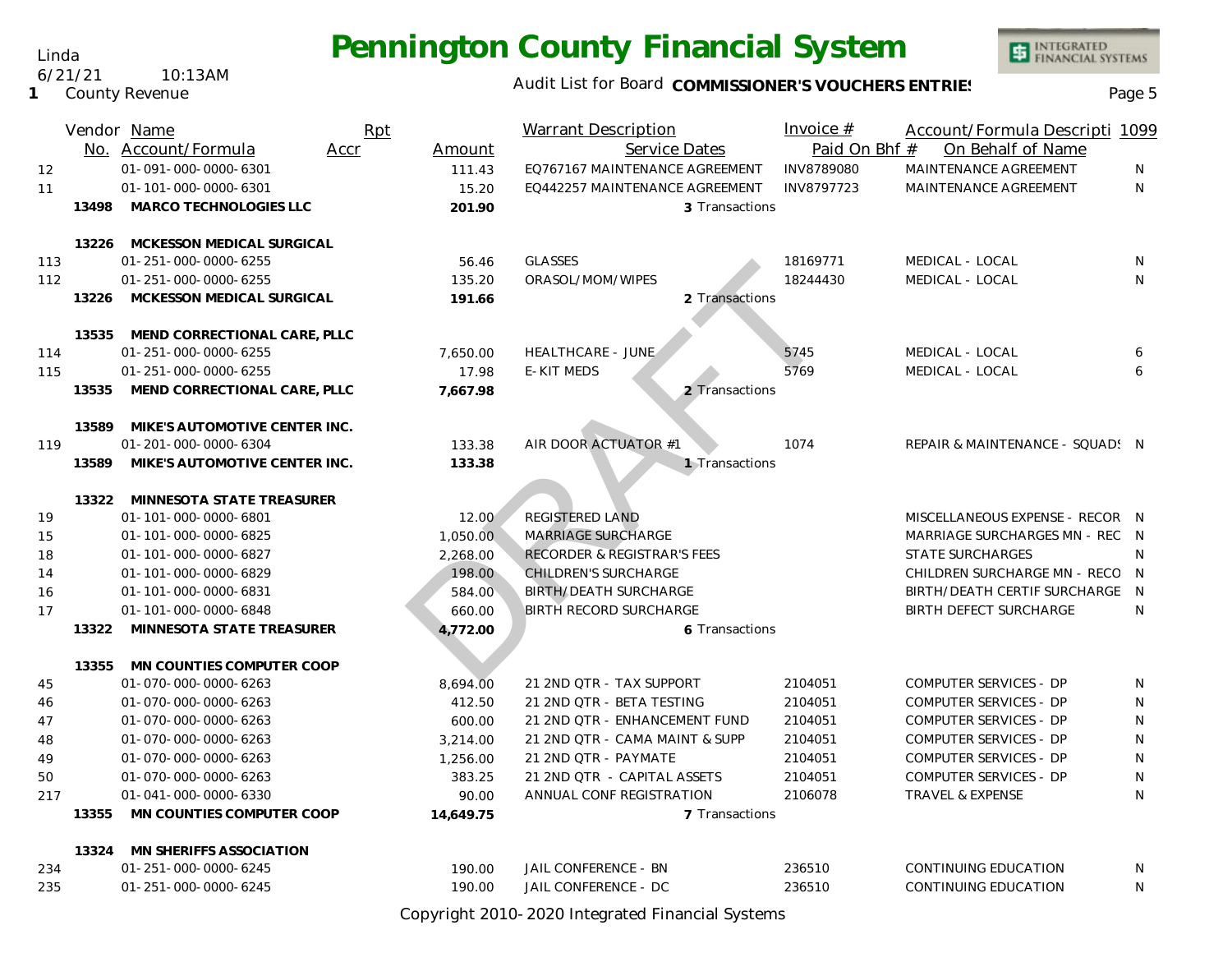Linda
6/21/21 10:13AM
1 County Revenue

# Pennington County Financial System

Audit List for Board **COMMISSIONER'S VOUCHERS ENTRIES**

| | Vendor No. | Name / Account/Formula | Rpt Accr | Amount | Warrant Description / Service Dates | Invoice # / Paid On Bhf # | Account/Formula Descripti / On Behalf of Name | 1099 |
|---|---|---|---|---|---|---|---|---|
| 12 | | 01-091-000-0000-6301 | | 111.43 | EQ767167 MAINTENANCE AGREEMENT | INV8789080 | MAINTENANCE AGREEMENT | N |
| 11 | | 01-101-000-0000-6301 | | 15.20 | EQ442257 MAINTENANCE AGREEMENT | INV8797723 | MAINTENANCE AGREEMENT | N |
| | 13498 | **MARCO TECHNOLOGIES LLC** | | **201.90** | 3 Transactions | | | |
| | 13226 | **MCKESSON MEDICAL SURGICAL** | | | | | | |
| 113 | | 01-251-000-0000-6255 | | 56.46 | GLASSES | 18169771 | MEDICAL - LOCAL | N |
| 112 | | 01-251-000-0000-6255 | | 135.20 | ORASOL/MOM/WIPES | 18244430 | MEDICAL - LOCAL | N |
| | 13226 | **MCKESSON MEDICAL SURGICAL** | | **191.66** | 2 Transactions | | | |
| | 13535 | **MEND CORRECTIONAL CARE, PLLC** | | | | | | |
| 114 | | 01-251-000-0000-6255 | | 7,650.00 | HEALTHCARE - JUNE | 5745 | MEDICAL - LOCAL | 6 |
| 115 | | 01-251-000-0000-6255 | | 17.98 | E-KIT MEDS | 5769 | MEDICAL - LOCAL | 6 |
| | 13535 | **MEND CORRECTIONAL CARE, PLLC** | | **7,667.98** | 2 Transactions | | | |
| | 13589 | **MIKE'S AUTOMOTIVE CENTER INC.** | | | | | | |
| 119 | | 01-201-000-0000-6304 | | 133.38 | AIR DOOR ACTUATOR #1 | 1074 | REPAIR & MAINTENANCE - SQUADS | N |
| | 13589 | **MIKE'S AUTOMOTIVE CENTER INC.** | | **133.38** | 1 Transactions | | | |
| | 13322 | **MINNESOTA STATE TREASURER** | | | | | | |
| 19 | | 01-101-000-0000-6801 | | 12.00 | REGISTERED LAND | | MISCELLANEOUS EXPENSE - RECOR | N |
| 15 | | 01-101-000-0000-6825 | | 1,050.00 | MARRIAGE SURCHARGE | | MARRIAGE SURCHARGES MN - REC | N |
| 18 | | 01-101-000-0000-6827 | | 2,268.00 | RECORDER & REGISTRAR'S FEES | | STATE SURCHARGES | N |
| 14 | | 01-101-000-0000-6829 | | 198.00 | CHILDREN'S SURCHARGE | | CHILDREN SURCHARGE MN - RECO | N |
| 16 | | 01-101-000-0000-6831 | | 584.00 | BIRTH/DEATH SURCHARGE | | BIRTH/DEATH CERTIF SURCHARGE | N |
| 17 | | 01-101-000-0000-6848 | | 660.00 | BIRTH RECORD SURCHARGE | | BIRTH DEFECT SURCHARGE | N |
| | 13322 | **MINNESOTA STATE TREASURER** | | **4,772.00** | 6 Transactions | | | |
| | 13355 | **MN COUNTIES COMPUTER COOP** | | | | | | |
| 45 | | 01-070-000-0000-6263 | | 8,694.00 | 21 2ND QTR - TAX SUPPORT | 2104051 | COMPUTER SERVICES - DP | N |
| 46 | | 01-070-000-0000-6263 | | 412.50 | 21 2ND QTR - BETA TESTING | 2104051 | COMPUTER SERVICES - DP | N |
| 47 | | 01-070-000-0000-6263 | | 600.00 | 21 2ND QTR - ENHANCEMENT FUND | 2104051 | COMPUTER SERVICES - DP | N |
| 48 | | 01-070-000-0000-6263 | | 3,214.00 | 21 2ND QTR - CAMA MAINT & SUPP | 2104051 | COMPUTER SERVICES - DP | N |
| 49 | | 01-070-000-0000-6263 | | 1,256.00 | 21 2ND QTR - PAYMATE | 2104051 | COMPUTER SERVICES - DP | N |
| 50 | | 01-070-000-0000-6263 | | 383.25 | 21 2ND QTR - CAPITAL ASSETS | 2104051 | COMPUTER SERVICES - DP | N |
| 217 | | 01-041-000-0000-6330 | | 90.00 | ANNUAL CONF REGISTRATION | 2106078 | TRAVEL & EXPENSE | N |
| | 13355 | **MN COUNTIES COMPUTER COOP** | | **14,649.75** | 7 Transactions | | | |
| | 13324 | **MN SHERIFFS ASSOCIATION** | | | | | | |
| 234 | | 01-251-000-0000-6245 | | 190.00 | JAIL CONFERENCE - BN | 236510 | CONTINUING EDUCATION | N |
| 235 | | 01-251-000-0000-6245 | | 190.00 | JAIL CONFERENCE - DC | 236510 | CONTINUING EDUCATION | N |

DRAFT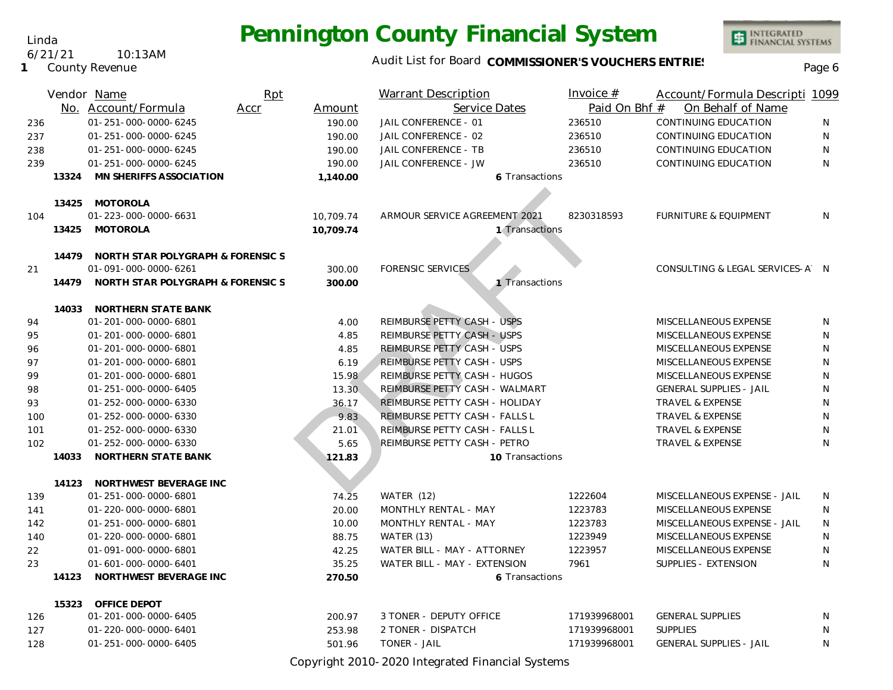# Pennington County Financial System

Linda
6/21/21 10:13AM
1 County Revenue

Audit List for Board **COMMISSIONER'S VOUCHERS ENTRIES**

| | Vendor No. | Name / Account/Formula | Rpt Accr | Amount | Warrant Description / Service Dates | Invoice # / Paid On Bhf # | Account/Formula Descripti / On Behalf of Name | 1099 |
|---|---|---|---|---|---|---|---|---|
| 236 | | 01-251-000-0000-6245 | | 190.00 | JAIL CONFERENCE - 01 | 236510 | CONTINUING EDUCATION | N |
| 237 | | 01-251-000-0000-6245 | | 190.00 | JAIL CONFERENCE - 02 | 236510 | CONTINUING EDUCATION | N |
| 238 | | 01-251-000-0000-6245 | | 190.00 | JAIL CONFERENCE - TB | 236510 | CONTINUING EDUCATION | N |
| 239 | | 01-251-000-0000-6245 | | 190.00 | JAIL CONFERENCE - JW | 236510 | CONTINUING EDUCATION | N |
| | **13324** | **MN SHERIFFS ASSOCIATION** | | **1,140.00** | **6** Transactions | | | |
| | **13425** | **MOTOROLA** | | | | | | |
| 104 | | 01-223-000-0000-6631 | | 10,709.74 | ARMOUR SERVICE AGREEMENT 2021 | 8230318593 | FURNITURE & EQUIPMENT | N |
| | **13425** | **MOTOROLA** | | **10,709.74** | **1** Transactions | | | |
| | **14479** | **NORTH STAR POLYGRAPH & FORENSIC S** | | | | | | |
| 21 | | 01-091-000-0000-6261 | | 300.00 | FORENSIC SERVICES | | CONSULTING & LEGAL SERVICES-A | N |
| | **14479** | **NORTH STAR POLYGRAPH & FORENSIC S** | | **300.00** | **1** Transactions | | | |
| | **14033** | **NORTHERN STATE BANK** | | | | | | |
| 94 | | 01-201-000-0000-6801 | | 4.00 | REIMBURSE PETTY CASH - USPS | | MISCELLANEOUS EXPENSE | N |
| 95 | | 01-201-000-0000-6801 | | 4.85 | REIMBURSE PETTY CASH - USPS | | MISCELLANEOUS EXPENSE | N |
| 96 | | 01-201-000-0000-6801 | | 4.85 | REIMBURSE PETTY CASH - USPS | | MISCELLANEOUS EXPENSE | N |
| 97 | | 01-201-000-0000-6801 | | 6.19 | REIMBURSE PETTY CASH - USPS | | MISCELLANEOUS EXPENSE | N |
| 99 | | 01-201-000-0000-6801 | | 15.98 | REIMBURSE PETTY CASH - HUGOS | | MISCELLANEOUS EXPENSE | N |
| 98 | | 01-251-000-0000-6405 | | 13.30 | REIMBURSE PETTY CASH - WALMART | | GENERAL SUPPLIES - JAIL | N |
| 93 | | 01-252-000-0000-6330 | | 36.17 | REIMBURSE PETTY CASH - HOLIDAY | | TRAVEL & EXPENSE | N |
| 100 | | 01-252-000-0000-6330 | | 9.83 | REIMBURSE PETTY CASH - FALLS L | | TRAVEL & EXPENSE | N |
| 101 | | 01-252-000-0000-6330 | | 21.01 | REIMBURSE PETTY CASH - FALLS L | | TRAVEL & EXPENSE | N |
| 102 | | 01-252-000-0000-6330 | | 5.65 | REIMBURSE PETTY CASH - PETRO | | TRAVEL & EXPENSE | N |
| | **14033** | **NORTHERN STATE BANK** | | **121.83** | **10** Transactions | | | |
| | **14123** | **NORTHWEST BEVERAGE INC** | | | | | | |
| 139 | | 01-251-000-0000-6801 | | 74.25 | WATER (12) | 1222604 | MISCELLANEOUS EXPENSE - JAIL | N |
| 141 | | 01-220-000-0000-6801 | | 20.00 | MONTHLY RENTAL - MAY | 1223783 | MISCELLANEOUS EXPENSE | N |
| 142 | | 01-251-000-0000-6801 | | 10.00 | MONTHLY RENTAL - MAY | 1223783 | MISCELLANEOUS EXPENSE - JAIL | N |
| 140 | | 01-220-000-0000-6801 | | 88.75 | WATER (13) | 1223949 | MISCELLANEOUS EXPENSE | N |
| 22 | | 01-091-000-0000-6801 | | 42.25 | WATER BILL - MAY - ATTORNEY | 1223957 | MISCELLANEOUS EXPENSE | N |
| 23 | | 01-601-000-0000-6401 | | 35.25 | WATER BILL - MAY - EXTENSION | 7961 | SUPPLIES - EXTENSION | N |
| | **14123** | **NORTHWEST BEVERAGE INC** | | **270.50** | **6** Transactions | | | |
| | **15323** | **OFFICE DEPOT** | | | | | | |
| 126 | | 01-201-000-0000-6405 | | 200.97 | 3 TONER - DEPUTY OFFICE | 171939968001 | GENERAL SUPPLIES | N |
| 127 | | 01-220-000-0000-6401 | | 253.98 | 2 TONER - DISPATCH | 171939968001 | SUPPLIES | N |
| 128 | | 01-251-000-0000-6405 | | 501.96 | TONER - JAIL | 171939968001 | GENERAL SUPPLIES - JAIL | N |

DRAFT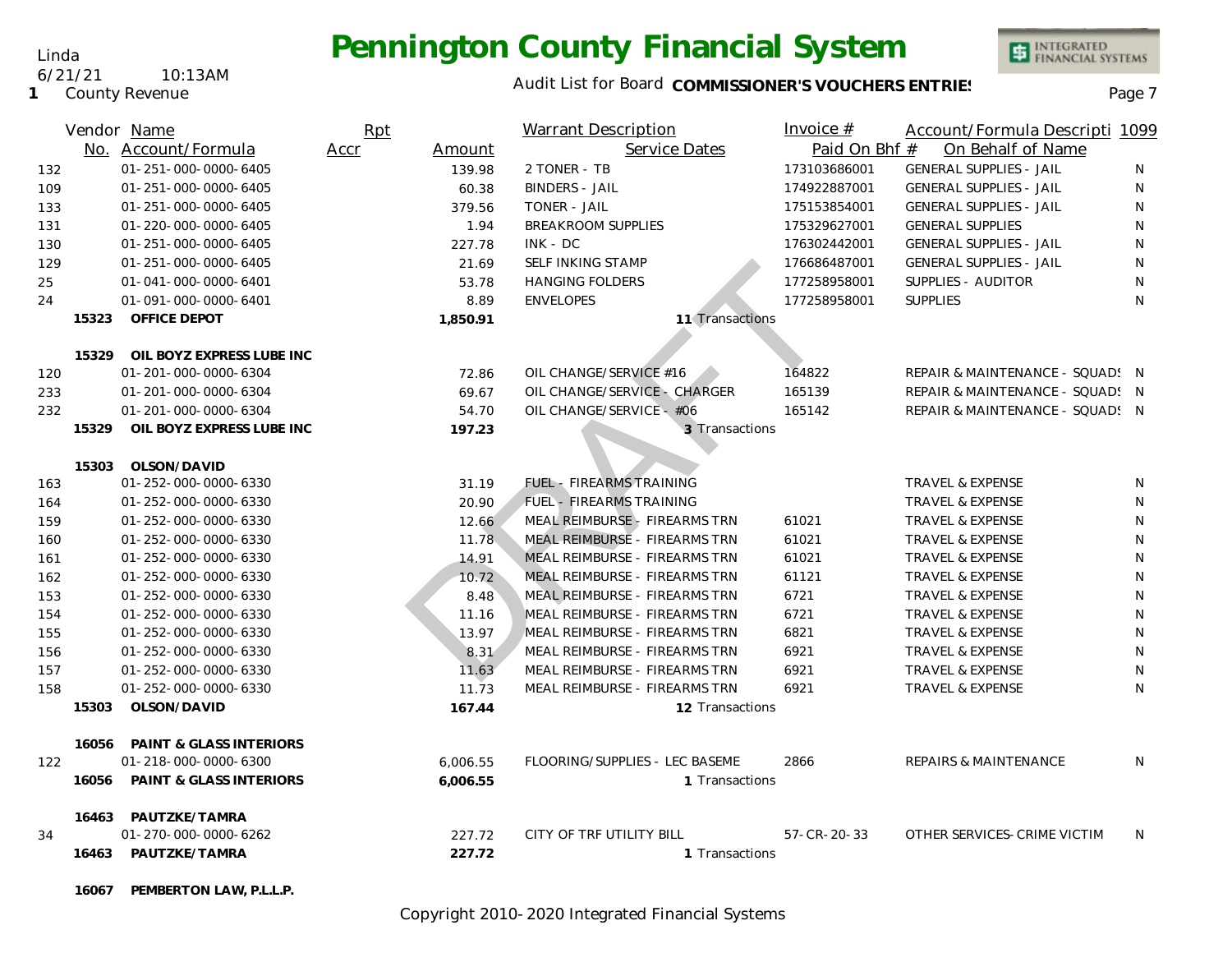# Pennington County Financial System

Linda
6/21/21 10:13AM
1 County Revenue

Audit List for Board **COMMISSIONER'S VOUCHERS ENTRIES**

| Vendor No. | Name / Account/Formula | Rpt Accr | Amount | Warrant Description / Service Dates | Invoice # / Paid On Bhf # | Account/Formula Descripti / On Behalf of Name | 1099 |
|---|---|---|---|---|---|---|---|
| 132 | 01-251-000-0000-6405 | | 139.98 | 2 TONER - TB | 173103686001 | GENERAL SUPPLIES - JAIL | N |
| 109 | 01-251-000-0000-6405 | | 60.38 | BINDERS - JAIL | 174922887001 | GENERAL SUPPLIES - JAIL | N |
| 133 | 01-251-000-0000-6405 | | 379.56 | TONER - JAIL | 175153854001 | GENERAL SUPPLIES - JAIL | N |
| 131 | 01-220-000-0000-6405 | | 1.94 | BREAKROOM SUPPLIES | 175329627001 | GENERAL SUPPLIES | N |
| 130 | 01-251-000-0000-6405 | | 227.78 | INK - DC | 176302442001 | GENERAL SUPPLIES - JAIL | N |
| 129 | 01-251-000-0000-6405 | | 21.69 | SELF INKING STAMP | 176686487001 | GENERAL SUPPLIES - JAIL | N |
| 25 | 01-041-000-0000-6401 | | 53.78 | HANGING FOLDERS | 177258958001 | SUPPLIES - AUDITOR | N |
| 24 | 01-091-000-0000-6401 | | 8.89 | ENVELOPES | 177258958001 | SUPPLIES | N |
| **15323** | **OFFICE DEPOT** | | **1,850.91** | 11 Transactions | | | |
| **15329** | **OIL BOYZ EXPRESS LUBE INC** | | | | | | |
| 120 | 01-201-000-0000-6304 | | 72.86 | OIL CHANGE/SERVICE #16 | 164822 | REPAIR & MAINTENANCE - SQUADS | N |
| 233 | 01-201-000-0000-6304 | | 69.67 | OIL CHANGE/SERVICE - CHARGER | 165139 | REPAIR & MAINTENANCE - SQUADS | N |
| 232 | 01-201-000-0000-6304 | | 54.70 | OIL CHANGE/SERVICE - #06 | 165142 | REPAIR & MAINTENANCE - SQUADS | N |
| **15329** | **OIL BOYZ EXPRESS LUBE INC** | | **197.23** | 3 Transactions | | | |
| **15303** | **OLSON/DAVID** | | | | | | |
| 163 | 01-252-000-0000-6330 | | 31.19 | FUEL - FIREARMS TRAINING | | TRAVEL & EXPENSE | N |
| 164 | 01-252-000-0000-6330 | | 20.90 | FUEL - FIREARMS TRAINING | | TRAVEL & EXPENSE | N |
| 159 | 01-252-000-0000-6330 | | 12.66 | MEAL REIMBURSE - FIREARMS TRN | 61021 | TRAVEL & EXPENSE | N |
| 160 | 01-252-000-0000-6330 | | 11.78 | MEAL REIMBURSE - FIREARMS TRN | 61021 | TRAVEL & EXPENSE | N |
| 161 | 01-252-000-0000-6330 | | 14.91 | MEAL REIMBURSE - FIREARMS TRN | 61021 | TRAVEL & EXPENSE | N |
| 162 | 01-252-000-0000-6330 | | 10.72 | MEAL REIMBURSE - FIREARMS TRN | 61121 | TRAVEL & EXPENSE | N |
| 153 | 01-252-000-0000-6330 | | 8.48 | MEAL REIMBURSE - FIREARMS TRN | 6721 | TRAVEL & EXPENSE | N |
| 154 | 01-252-000-0000-6330 | | 11.16 | MEAL REIMBURSE - FIREARMS TRN | 6721 | TRAVEL & EXPENSE | N |
| 155 | 01-252-000-0000-6330 | | 13.97 | MEAL REIMBURSE - FIREARMS TRN | 6821 | TRAVEL & EXPENSE | N |
| 156 | 01-252-000-0000-6330 | | 8.31 | MEAL REIMBURSE - FIREARMS TRN | 6921 | TRAVEL & EXPENSE | N |
| 157 | 01-252-000-0000-6330 | | 11.63 | MEAL REIMBURSE - FIREARMS TRN | 6921 | TRAVEL & EXPENSE | N |
| 158 | 01-252-000-0000-6330 | | 11.73 | MEAL REIMBURSE - FIREARMS TRN | 6921 | TRAVEL & EXPENSE | N |
| **15303** | **OLSON/DAVID** | | **167.44** | 12 Transactions | | | |
| **16056** | **PAINT & GLASS INTERIORS** | | | | | | |
| 122 | 01-218-000-0000-6300 | | 6,006.55 | FLOORING/SUPPLIES - LEC BASEME | 2866 | REPAIRS & MAINTENANCE | N |
| **16056** | **PAINT & GLASS INTERIORS** | | **6,006.55** | 1 Transactions | | | |
| **16463** | **PAUTZKE/TAMRA** | | | | | | |
| 34 | 01-270-000-0000-6262 | | 227.72 | CITY OF TRF UTILITY BILL | 57-CR-20-33 | OTHER SERVICES-CRIME VICTIM | N |
| **16463** | **PAUTZKE/TAMRA** | | **227.72** | 1 Transactions | | | |
| **16067** | **PEMBERTON LAW, P.L.L.P.** | | | | | | |

DRAFT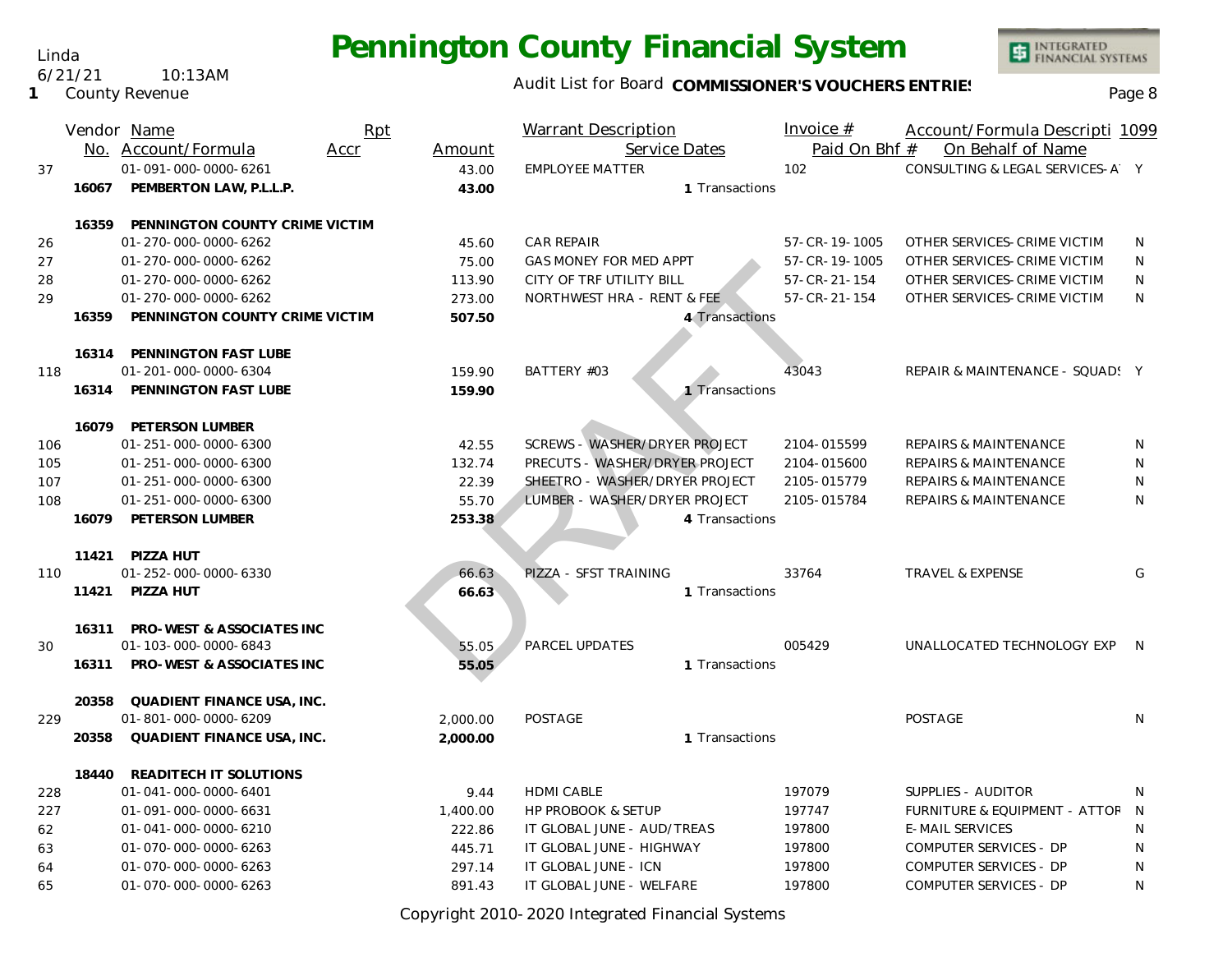# Pennington County Financial System

Audit List for Board **COMMISSIONER'S VOUCHERS ENTRIES**

Linda
6/21/21 10:13AM
1 County Revenue

| | Vendor No. | Name / Account/Formula | Rpt Accr | Amount | Warrant Description / Service Dates | Invoice # / Paid On Bhf # | Account/Formula Descripti / On Behalf of Name | 1099 |
|---|---|---|---|---|---|---|---|---|
| 37 | | 01-091-000-0000-6261 | | 43.00 | EMPLOYEE MATTER | 102 | CONSULTING & LEGAL SERVICES- A' | Y |
| | 16067 | **PEMBERTON LAW, P.L.L.P.** | | **43.00** | 1 Transactions | | | |
| | 16359 | **PENNINGTON COUNTY CRIME VICTIM** | | | | | | |
| 26 | | 01-270-000-0000-6262 | | 45.60 | CAR REPAIR | 57-CR-19-1005 | OTHER SERVICES- CRIME VICTIM | N |
| 27 | | 01-270-000-0000-6262 | | 75.00 | GAS MONEY FOR MED APPT | 57-CR-19-1005 | OTHER SERVICES- CRIME VICTIM | N |
| 28 | | 01-270-000-0000-6262 | | 113.90 | CITY OF TRF UTILITY BILL | 57-CR-21-154 | OTHER SERVICES- CRIME VICTIM | N |
| 29 | | 01-270-000-0000-6262 | | 273.00 | NORTHWEST HRA - RENT & FEE | 57-CR-21-154 | OTHER SERVICES- CRIME VICTIM | N |
| | 16359 | **PENNINGTON COUNTY CRIME VICTIM** | | **507.50** | 4 Transactions | | | |
| | 16314 | **PENNINGTON FAST LUBE** | | | | | | |
| 118 | | 01-201-000-0000-6304 | | 159.90 | BATTERY #03 | 43043 | REPAIR & MAINTENANCE - SQUADS | Y |
| | 16314 | **PENNINGTON FAST LUBE** | | **159.90** | 1 Transactions | | | |
| | 16079 | **PETERSON LUMBER** | | | | | | |
| 106 | | 01-251-000-0000-6300 | | 42.55 | SCREWS - WASHER/DRYER PROJECT | 2104-015599 | REPAIRS & MAINTENANCE | N |
| 105 | | 01-251-000-0000-6300 | | 132.74 | PRECUTS - WASHER/DRYER PROJECT | 2104-015600 | REPAIRS & MAINTENANCE | N |
| 107 | | 01-251-000-0000-6300 | | 22.39 | SHEETRO - WASHER/DRYER PROJECT | 2105-015779 | REPAIRS & MAINTENANCE | N |
| 108 | | 01-251-000-0000-6300 | | 55.70 | LUMBER - WASHER/DRYER PROJECT | 2105-015784 | REPAIRS & MAINTENANCE | N |
| | 16079 | **PETERSON LUMBER** | | **253.38** | 4 Transactions | | | |
| | 11421 | **PIZZA HUT** | | | | | | |
| 110 | | 01-252-000-0000-6330 | | 66.63 | PIZZA - SFST TRAINING | 33764 | TRAVEL & EXPENSE | G |
| | 11421 | **PIZZA HUT** | | **66.63** | 1 Transactions | | | |
| | 16311 | **PRO-WEST & ASSOCIATES INC** | | | | | | |
| 30 | | 01-103-000-0000-6843 | | 55.05 | PARCEL UPDATES | 005429 | UNALLOCATED TECHNOLOGY EXP | N |
| | 16311 | **PRO-WEST & ASSOCIATES INC** | | **55.05** | 1 Transactions | | | |
| | 20358 | **QUADIENT FINANCE USA, INC.** | | | | | | |
| 229 | | 01-801-000-0000-6209 | | 2,000.00 | POSTAGE | | POSTAGE | N |
| | 20358 | **QUADIENT FINANCE USA, INC.** | | **2,000.00** | 1 Transactions | | | |
| | 18440 | **READITECH IT SOLUTIONS** | | | | | | |
| 228 | | 01-041-000-0000-6401 | | 9.44 | HDMI CABLE | 197079 | SUPPLIES - AUDITOR | N |
| 227 | | 01-091-000-0000-6631 | | 1,400.00 | HP PROBOOK & SETUP | 197747 | FURNITURE & EQUIPMENT - ATTOR | N |
| 62 | | 01-041-000-0000-6210 | | 222.86 | IT GLOBAL JUNE - AUD/TREAS | 197800 | E-MAIL SERVICES | N |
| 63 | | 01-070-000-0000-6263 | | 445.71 | IT GLOBAL JUNE - HIGHWAY | 197800 | COMPUTER SERVICES - DP | N |
| 64 | | 01-070-000-0000-6263 | | 297.14 | IT GLOBAL JUNE - ICN | 197800 | COMPUTER SERVICES - DP | N |
| 65 | | 01-070-000-0000-6263 | | 891.43 | IT GLOBAL JUNE - WELFARE | 197800 | COMPUTER SERVICES - DP | N |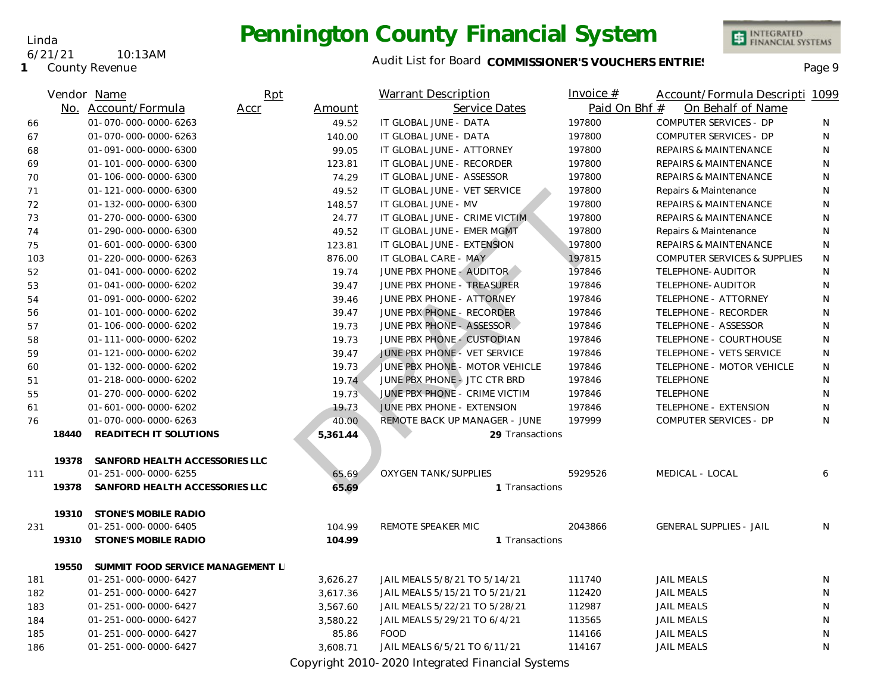# Pennington County Financial System

Linda
6/21/21 10:13AM
1 County Revenue

Audit List for Board **COMMISSIONER'S VOUCHERS ENTRIES**

| | Vendor No. | Name / Account/Formula | Rpt Accr | Amount | Warrant Description / Service Dates | Invoice # / Paid On Bhf # | Account/Formula Description / On Behalf of Name | 1099 |
|---|---|---|---|---|---|---|---|---|
| 66 | | 01-070-000-0000-6263 | | 49.52 | IT GLOBAL JUNE - DATA | 197800 | COMPUTER SERVICES - DP | N |
| 67 | | 01-070-000-0000-6263 | | 140.00 | IT GLOBAL JUNE - DATA | 197800 | COMPUTER SERVICES - DP | N |
| 68 | | 01-091-000-0000-6300 | | 99.05 | IT GLOBAL JUNE - ATTORNEY | 197800 | REPAIRS & MAINTENANCE | N |
| 69 | | 01-101-000-0000-6300 | | 123.81 | IT GLOBAL JUNE - RECORDER | 197800 | REPAIRS & MAINTENANCE | N |
| 70 | | 01-106-000-0000-6300 | | 74.29 | IT GLOBAL JUNE - ASSESSOR | 197800 | REPAIRS & MAINTENANCE | N |
| 71 | | 01-121-000-0000-6300 | | 49.52 | IT GLOBAL JUNE - VET SERVICE | 197800 | Repairs & Maintenance | N |
| 72 | | 01-132-000-0000-6300 | | 148.57 | IT GLOBAL JUNE - MV | 197800 | REPAIRS & MAINTENANCE | N |
| 73 | | 01-270-000-0000-6300 | | 24.77 | IT GLOBAL JUNE - CRIME VICTIM | 197800 | REPAIRS & MAINTENANCE | N |
| 74 | | 01-290-000-0000-6300 | | 49.52 | IT GLOBAL JUNE - EMER MGMT | 197800 | Repairs & Maintenance | N |
| 75 | | 01-601-000-0000-6300 | | 123.81 | IT GLOBAL JUNE - EXTENSION | 197800 | REPAIRS & MAINTENANCE | N |
| 103 | | 01-220-000-0000-6263 | | 876.00 | IT GLOBAL CARE - MAY | 197815 | COMPUTER SERVICES & SUPPLIES | N |
| 52 | | 01-041-000-0000-6202 | | 19.74 | JUNE PBX PHONE - AUDITOR | 197846 | TELEPHONE-AUDITOR | N |
| 53 | | 01-041-000-0000-6202 | | 39.47 | JUNE PBX PHONE - TREASURER | 197846 | TELEPHONE-AUDITOR | N |
| 54 | | 01-091-000-0000-6202 | | 39.46 | JUNE PBX PHONE - ATTORNEY | 197846 | TELEPHONE - ATTORNEY | N |
| 56 | | 01-101-000-0000-6202 | | 39.47 | JUNE PBX PHONE - RECORDER | 197846 | TELEPHONE - RECORDER | N |
| 57 | | 01-106-000-0000-6202 | | 19.73 | JUNE PBX PHONE - ASSESSOR | 197846 | TELEPHONE - ASSESSOR | N |
| 58 | | 01-111-000-0000-6202 | | 19.73 | JUNE PBX PHONE - CUSTODIAN | 197846 | TELEPHONE - COURTHOUSE | N |
| 59 | | 01-121-000-0000-6202 | | 39.47 | JUNE PBX PHONE - VET SERVICE | 197846 | TELEPHONE - VETS SERVICE | N |
| 60 | | 01-132-000-0000-6202 | | 19.73 | JUNE PBX PHONE - MOTOR VEHICLE | 197846 | TELEPHONE - MOTOR VEHICLE | N |
| 51 | | 01-218-000-0000-6202 | | 19.74 | JUNE PBX PHONE - JTC CTR BRD | 197846 | TELEPHONE | N |
| 55 | | 01-270-000-0000-6202 | | 19.73 | JUNE PBX PHONE - CRIME VICTIM | 197846 | TELEPHONE | N |
| 61 | | 01-601-000-0000-6202 | | 19.73 | JUNE PBX PHONE - EXTENSION | 197846 | TELEPHONE - EXTENSION | N |
| 76 | | 01-070-000-0000-6263 | | 40.00 | REMOTE BACK UP MANAGER - JUNE | 197999 | COMPUTER SERVICES - DP | N |
| | **18440** | **READITECH IT SOLUTIONS** | | **5,361.44** | **29** Transactions | | | |
| | **19378** | **SANFORD HEALTH ACCESSORIES LLC** | | | | | | |
| 111 | | 01-251-000-0000-6255 | | 65.69 | OXYGEN TANK/SUPPLIES | 5929526 | MEDICAL - LOCAL | 6 |
| | **19378** | **SANFORD HEALTH ACCESSORIES LLC** | | **65.69** | **1** Transactions | | | |
| | **19310** | **STONE'S MOBILE RADIO** | | | | | | |
| 231 | | 01-251-000-0000-6405 | | 104.99 | REMOTE SPEAKER MIC | 2043866 | GENERAL SUPPLIES - JAIL | N |
| | **19310** | **STONE'S MOBILE RADIO** | | **104.99** | **1** Transactions | | | |
| | **19550** | **SUMMIT FOOD SERVICE MANAGEMENT L** | | | | | | |
| 181 | | 01-251-000-0000-6427 | | 3,626.27 | JAIL MEALS 5/8/21 TO 5/14/21 | 111740 | JAIL MEALS | N |
| 182 | | 01-251-000-0000-6427 | | 3,617.36 | JAIL MEALS 5/15/21 TO 5/21/21 | 112420 | JAIL MEALS | N |
| 183 | | 01-251-000-0000-6427 | | 3,567.60 | JAIL MEALS 5/22/21 TO 5/28/21 | 112987 | JAIL MEALS | N |
| 184 | | 01-251-000-0000-6427 | | 3,580.22 | JAIL MEALS 5/29/21 TO 6/4/21 | 113565 | JAIL MEALS | N |
| 185 | | 01-251-000-0000-6427 | | 85.86 | FOOD | 114166 | JAIL MEALS | N |
| 186 | | 01-251-000-0000-6427 | | 3,608.71 | JAIL MEALS 6/5/21 TO 6/11/21 | 114167 | JAIL MEALS | N |

DRAFT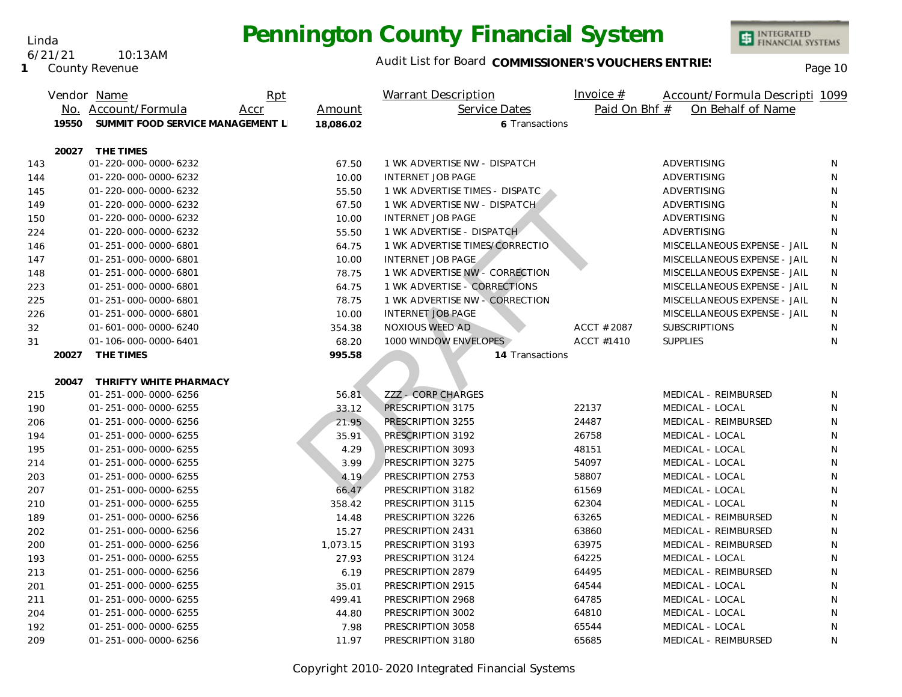# Pennington County Financial System

Linda
6/21/21 10:13AM
1 County Revenue

Audit List for Board **COMMISSIONER'S VOUCHERS ENTRIES**

| | Vendor No. | Name / Account/Formula | Rpt Accr | Amount | Warrant Description / Service Dates | Invoice # / Paid On Bhf # | Account/Formula Description / On Behalf of Name | 1099 |
|---|---|---|---|---|---|---|---|---|
| | 19550 | **SUMMIT FOOD SERVICE MANAGEMENT L** | | **18,086.02** | **6** Transactions | | | |
| | 20027 | **THE TIMES** | | | | | | |
| 143 | | 01-220-000-0000-6232 | | 67.50 | 1 WK ADVERTISE NW - DISPATCH | | ADVERTISING | N |
| 144 | | 01-220-000-0000-6232 | | 10.00 | INTERNET JOB PAGE | | ADVERTISING | N |
| 145 | | 01-220-000-0000-6232 | | 55.50 | 1 WK ADVERTISE TIMES - DISPATC | | ADVERTISING | N |
| 149 | | 01-220-000-0000-6232 | | 67.50 | 1 WK ADVERTISE NW - DISPATCH | | ADVERTISING | N |
| 150 | | 01-220-000-0000-6232 | | 10.00 | INTERNET JOB PAGE | | ADVERTISING | N |
| 224 | | 01-220-000-0000-6232 | | 55.50 | 1 WK ADVERTISE - DISPATCH | | ADVERTISING | N |
| 146 | | 01-251-000-0000-6801 | | 64.75 | 1 WK ADVERTISE TIMES/CORRECTIO | | MISCELLANEOUS EXPENSE - JAIL | N |
| 147 | | 01-251-000-0000-6801 | | 10.00 | INTERNET JOB PAGE | | MISCELLANEOUS EXPENSE - JAIL | N |
| 148 | | 01-251-000-0000-6801 | | 78.75 | 1 WK ADVERTISE NW - CORRECTION | | MISCELLANEOUS EXPENSE - JAIL | N |
| 223 | | 01-251-000-0000-6801 | | 64.75 | 1 WK ADVERTISE - CORRECTIONS | | MISCELLANEOUS EXPENSE - JAIL | N |
| 225 | | 01-251-000-0000-6801 | | 78.75 | 1 WK ADVERTISE NW - CORRECTION | | MISCELLANEOUS EXPENSE - JAIL | N |
| 226 | | 01-251-000-0000-6801 | | 10.00 | INTERNET JOB PAGE | | MISCELLANEOUS EXPENSE - JAIL | N |
| 32 | | 01-601-000-0000-6240 | | 354.38 | NOXIOUS WEED AD | ACCT #2087 | SUBSCRIPTIONS | N |
| 31 | | 01-106-000-0000-6401 | | 68.20 | 1000 WINDOW ENVELOPES | ACCT #1410 | SUPPLIES | N |
| | 20027 | **THE TIMES** | | **995.58** | **14** Transactions | | | |
| | 20047 | **THRIFTY WHITE PHARMACY** | | | | | | |
| 215 | | 01-251-000-0000-6256 | | 56.81 | ZZZ - CORP CHARGES | | MEDICAL - REIMBURSED | N |
| 190 | | 01-251-000-0000-6255 | | 33.12 | PRESCRIPTION 3175 | 22137 | MEDICAL - LOCAL | N |
| 206 | | 01-251-000-0000-6256 | | 21.95 | PRESCRIPTION 3255 | 24487 | MEDICAL - REIMBURSED | N |
| 194 | | 01-251-000-0000-6255 | | 35.91 | PRESCRIPTION 3192 | 26758 | MEDICAL - LOCAL | N |
| 195 | | 01-251-000-0000-6255 | | 4.29 | PRESCRIPTION 3093 | 48151 | MEDICAL - LOCAL | N |
| 214 | | 01-251-000-0000-6255 | | 3.99 | PRESCRIPTION 3275 | 54097 | MEDICAL - LOCAL | N |
| 203 | | 01-251-000-0000-6255 | | 4.19 | PRESCRIPTION 2753 | 58807 | MEDICAL - LOCAL | N |
| 207 | | 01-251-000-0000-6255 | | 66.47 | PRESCRIPTION 3182 | 61569 | MEDICAL - LOCAL | N |
| 210 | | 01-251-000-0000-6255 | | 358.42 | PRESCRIPTION 3115 | 62304 | MEDICAL - LOCAL | N |
| 189 | | 01-251-000-0000-6256 | | 14.48 | PRESCRIPTION 3226 | 63265 | MEDICAL - REIMBURSED | N |
| 202 | | 01-251-000-0000-6256 | | 15.27 | PRESCRIPTION 2431 | 63860 | MEDICAL - REIMBURSED | N |
| 200 | | 01-251-000-0000-6256 | | 1,073.15 | PRESCRIPTION 3193 | 63975 | MEDICAL - REIMBURSED | N |
| 193 | | 01-251-000-0000-6255 | | 27.93 | PRESCRIPTION 3124 | 64225 | MEDICAL - LOCAL | N |
| 213 | | 01-251-000-0000-6256 | | 6.19 | PRESCRIPTION 2879 | 64495 | MEDICAL - REIMBURSED | N |
| 201 | | 01-251-000-0000-6255 | | 35.01 | PRESCRIPTION 2915 | 64544 | MEDICAL - LOCAL | N |
| 211 | | 01-251-000-0000-6255 | | 499.41 | PRESCRIPTION 2968 | 64785 | MEDICAL - LOCAL | N |
| 204 | | 01-251-000-0000-6255 | | 44.80 | PRESCRIPTION 3002 | 64810 | MEDICAL - LOCAL | N |
| 192 | | 01-251-000-0000-6255 | | 7.98 | PRESCRIPTION 3058 | 65544 | MEDICAL - LOCAL | N |
| 209 | | 01-251-000-0000-6256 | | 11.97 | PRESCRIPTION 3180 | 65685 | MEDICAL - REIMBURSED | N |

DRAFT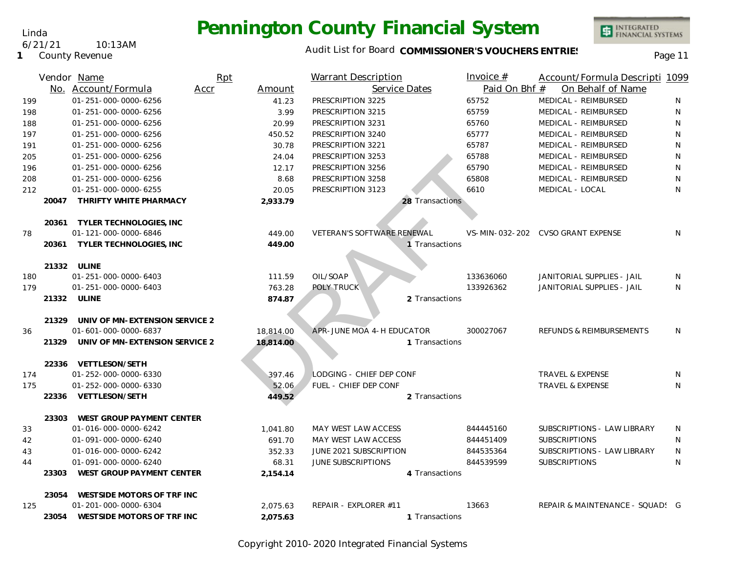# Pennington County Financial System

Audit List for Board **COMMISSIONER'S VOUCHERS ENTRIES**

| Vendor No. | Name / Account/Formula | Rpt Accr | Amount | Warrant Description / Service Dates | Invoice # / Paid On Bhf # | Account/Formula Description / On Behalf of Name | 1099 |
|---|---|---|---|---|---|---|---|
| 199 | 01-251-000-0000-6256 | | 41.23 | PRESCRIPTION 3225 | 65752 | MEDICAL - REIMBURSED | N |
| 198 | 01-251-000-0000-6256 | | 3.99 | PRESCRIPTION 3215 | 65759 | MEDICAL - REIMBURSED | N |
| 188 | 01-251-000-0000-6256 | | 20.99 | PRESCRIPTION 3231 | 65760 | MEDICAL - REIMBURSED | N |
| 197 | 01-251-000-0000-6256 | | 450.52 | PRESCRIPTION 3240 | 65777 | MEDICAL - REIMBURSED | N |
| 191 | 01-251-000-0000-6256 | | 30.78 | PRESCRIPTION 3221 | 65787 | MEDICAL - REIMBURSED | N |
| 205 | 01-251-000-0000-6256 | | 24.04 | PRESCRIPTION 3253 | 65788 | MEDICAL - REIMBURSED | N |
| 196 | 01-251-000-0000-6256 | | 12.17 | PRESCRIPTION 3256 | 65790 | MEDICAL - REIMBURSED | N |
| 208 | 01-251-000-0000-6256 | | 8.68 | PRESCRIPTION 3258 | 65808 | MEDICAL - REIMBURSED | N |
| 212 | 01-251-000-0000-6255 | | 20.05 | PRESCRIPTION 3123 | 6610 | MEDICAL - LOCAL | N |
| **20047** | **THRIFTY WHITE PHARMACY** | | **2,933.79** | **28** Transactions | | | |
| **20361** | **TYLER TECHNOLOGIES, INC** | | | | | | |
| 78 | 01-121-000-0000-6846 | | 449.00 | VETERAN'S SOFTWARE RENEWAL | VS-MIN-032-202 | CVSO GRANT EXPENSE | N |
| **20361** | **TYLER TECHNOLOGIES, INC** | | **449.00** | **1** Transactions | | | |
| **21332** | **ULINE** | | | | | | |
| 180 | 01-251-000-0000-6403 | | 111.59 | OIL/SOAP | 133636060 | JANITORIAL SUPPLIES - JAIL | N |
| 179 | 01-251-000-0000-6403 | | 763.28 | POLY TRUCK | 133926362 | JANITORIAL SUPPLIES - JAIL | N |
| **21332** | **ULINE** | | **874.87** | **2** Transactions | | | |
| **21329** | **UNIV OF MN-EXTENSION SERVICE 2** | | | | | | |
| 36 | 01-601-000-0000-6837 | | 18,814.00 | APR-JUNE MOA 4-H EDUCATOR | 300027067 | REFUNDS & REIMBURSEMENTS | N |
| **21329** | **UNIV OF MN-EXTENSION SERVICE 2** | | **18,814.00** | **1** Transactions | | | |
| **22336** | **VETTLESON/SETH** | | | | | | |
| 174 | 01-252-000-0000-6330 | | 397.46 | LODGING - CHIEF DEP CONF | | TRAVEL & EXPENSE | N |
| 175 | 01-252-000-0000-6330 | | 52.06 | FUEL - CHIEF DEP CONF | | TRAVEL & EXPENSE | N |
| **22336** | **VETTLESON/SETH** | | **449.52** | **2** Transactions | | | |
| **23303** | **WEST GROUP PAYMENT CENTER** | | | | | | |
| 33 | 01-016-000-0000-6242 | | 1,041.80 | MAY WEST LAW ACCESS | 844445160 | SUBSCRIPTIONS - LAW LIBRARY | N |
| 42 | 01-091-000-0000-6240 | | 691.70 | MAY WEST LAW ACCESS | 844451409 | SUBSCRIPTIONS | N |
| 43 | 01-016-000-0000-6242 | | 352.33 | JUNE 2021 SUBSCRIPTION | 844535364 | SUBSCRIPTIONS - LAW LIBRARY | N |
| 44 | 01-091-000-0000-6240 | | 68.31 | JUNE SUBSCRIPTIONS | 844539599 | SUBSCRIPTIONS | N |
| **23303** | **WEST GROUP PAYMENT CENTER** | | **2,154.14** | **4** Transactions | | | |
| **23054** | **WESTSIDE MOTORS OF TRF INC** | | | | | | |
| 125 | 01-201-000-0000-6304 | | 2,075.63 | REPAIR - EXPLORER #11 | 13663 | REPAIR & MAINTENANCE - SQUADS | G |
| **23054** | **WESTSIDE MOTORS OF TRF INC** | | **2,075.63** | **1** Transactions | | | |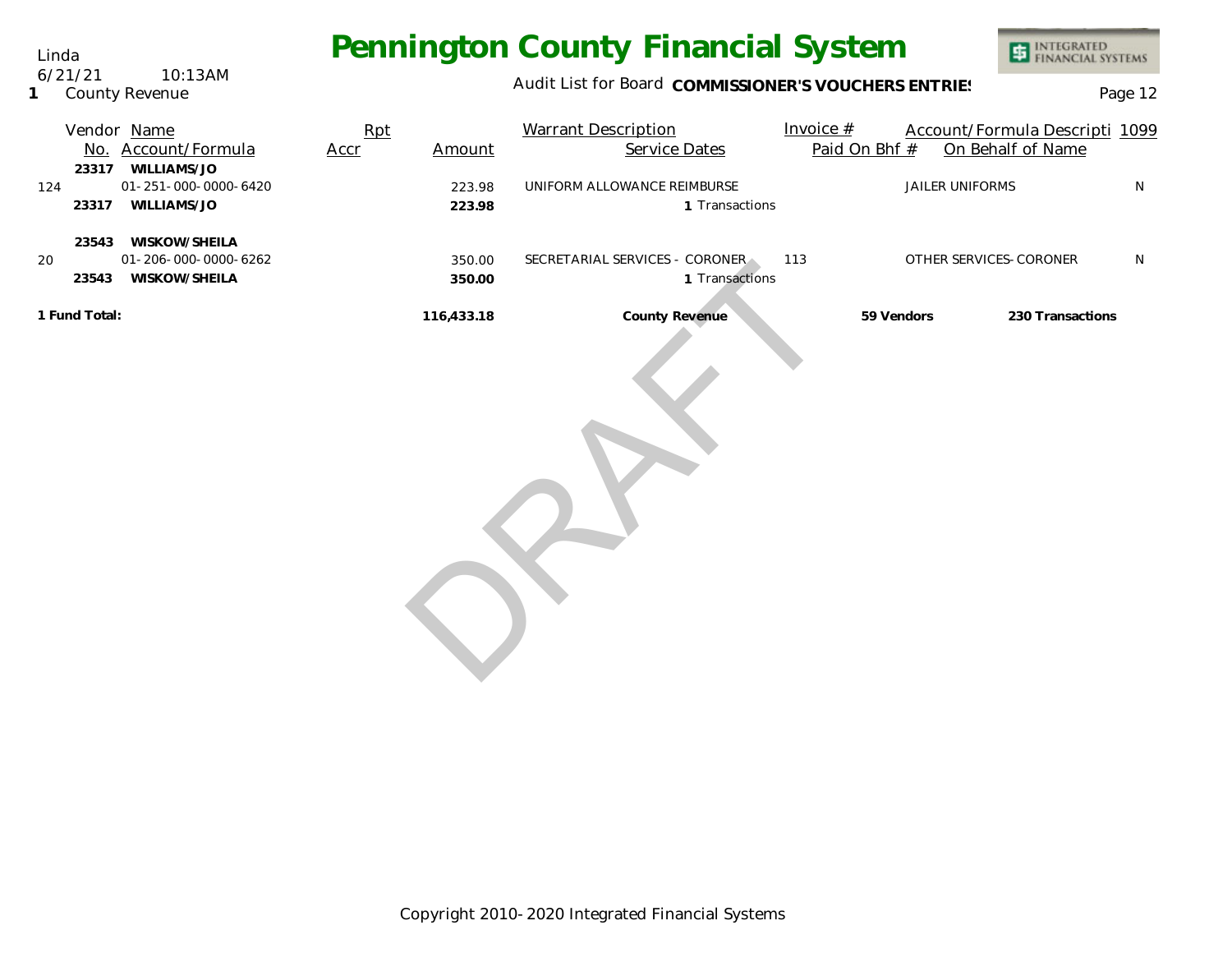# Pennington County Financial System

Linda
6/21/21 10:13AM
1 County Revenue

Audit List for Board **COMMISSIONER'S VOUCHERS ENTRIES**

| | Vendor No. | Name / Account/Formula | Rpt Accr | Amount | Warrant Description / Service Dates | Invoice # / Paid On Bhf # | Account/Formula Descripti / On Behalf of Name | 1099 |
|---|---|---|---|---|---|---|---|---|
| | **23317** | **WILLIAMS/JO** | | | | | | |
| 124 | | 01-251-000-0000-6420 | | 223.98 | UNIFORM ALLOWANCE REIMBURSE | | JAILER UNIFORMS | N |
| | **23317** | **WILLIAMS/JO** | | **223.98** | **1** Transactions | | | |
| | **23543** | **WISKOW/SHEILA** | | | | | | |
| 20 | | 01-206-000-0000-6262 | | 350.00 | SECRETARIAL SERVICES - CORONER | 113 | OTHER SERVICES-CORONER | N |
| | **23543** | **WISKOW/SHEILA** | | **350.00** | **1** Transactions | | | |
| **1 Fund Total:** | | | | **116,433.18** | **County Revenue** | **59 Vendors** | **230 Transactions** | |

DRAFT

Copyright 2010-2020 Integrated Financial Systems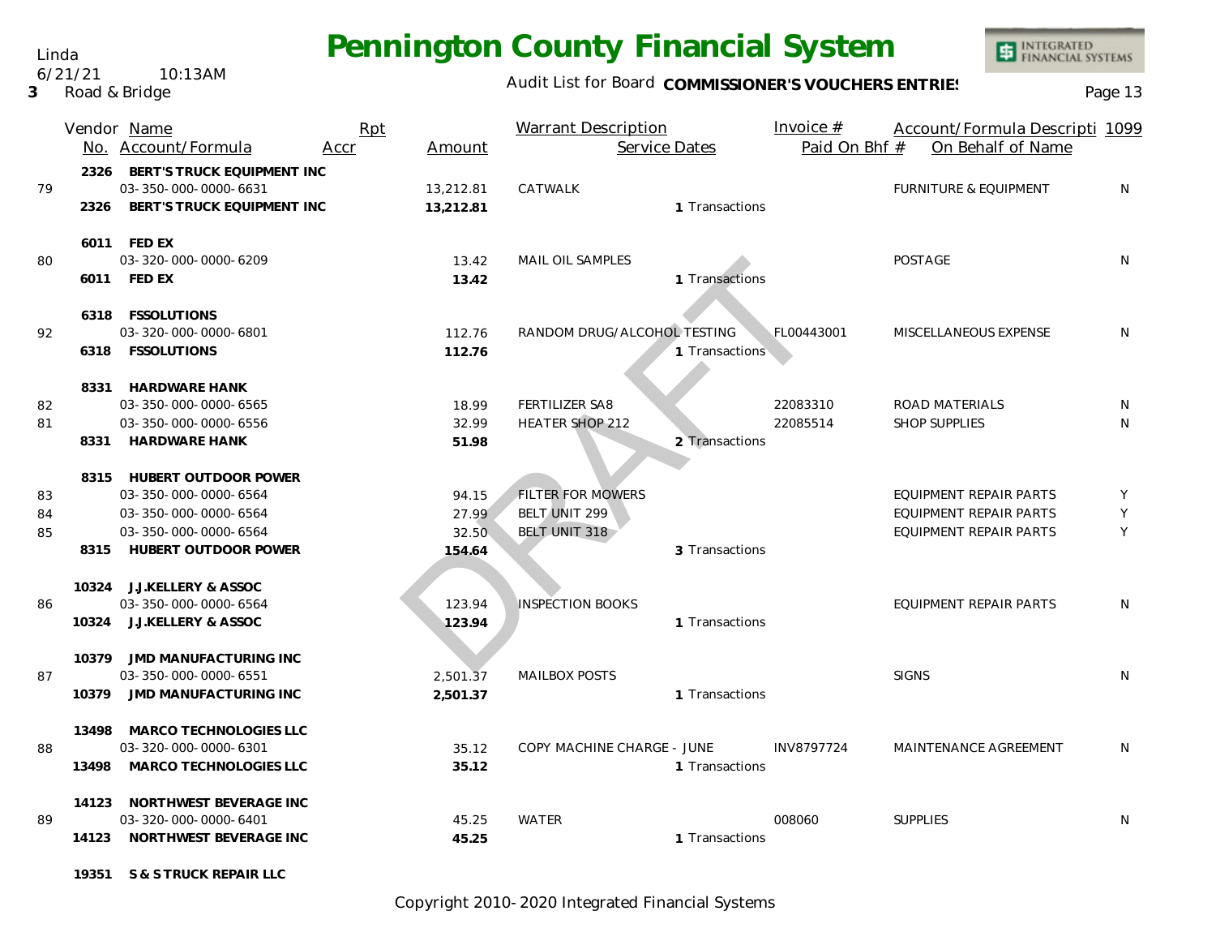Linda
6/21/21 10:13AM
3 Road & Bridge

# Pennington County Financial System

Audit List for Board **COMMISSIONER'S VOUCHERS ENTRIES**

| | Vendor No. | Name / Account/Formula | Rpt Accr | Amount | Warrant Description | Service Dates | Invoice # / Paid On Bhf # | Account/Formula Description / On Behalf of Name | 1099 |
|---|---|---|---|---|---|---|---|---|---|
| | 2326 | **BERT'S TRUCK EQUIPMENT INC** | | | | | | | |
| 79 | | 03-350-000-0000-6631 | | 13,212.81 | CATWALK | | | FURNITURE & EQUIPMENT | N |
| | 2326 | **BERT'S TRUCK EQUIPMENT INC** | | **13,212.81** | | 1 Transactions | | | |
| | 6011 | **FED EX** | | | | | | | |
| 80 | | 03-320-000-0000-6209 | | 13.42 | MAIL OIL SAMPLES | | | POSTAGE | N |
| | 6011 | **FED EX** | | **13.42** | | 1 Transactions | | | |
| | 6318 | **FSSOLUTIONS** | | | | | | | |
| 92 | | 03-320-000-0000-6801 | | 112.76 | RANDOM DRUG/ALCOHOL TESTING | | FL00443001 | MISCELLANEOUS EXPENSE | N |
| | 6318 | **FSSOLUTIONS** | | **112.76** | | 1 Transactions | | | |
| | 8331 | **HARDWARE HANK** | | | | | | | |
| 82 | | 03-350-000-0000-6565 | | 18.99 | FERTILIZER SA8 | | 22083310 | ROAD MATERIALS | N |
| 81 | | 03-350-000-0000-6556 | | 32.99 | HEATER SHOP 212 | | 22085514 | SHOP SUPPLIES | N |
| | 8331 | **HARDWARE HANK** | | **51.98** | | 2 Transactions | | | |
| | 8315 | **HUBERT OUTDOOR POWER** | | | | | | | |
| 83 | | 03-350-000-0000-6564 | | 94.15 | FILTER FOR MOWERS | | | EQUIPMENT REPAIR PARTS | Y |
| 84 | | 03-350-000-0000-6564 | | 27.99 | BELT UNIT 299 | | | EQUIPMENT REPAIR PARTS | Y |
| 85 | | 03-350-000-0000-6564 | | 32.50 | BELT UNIT 318 | | | EQUIPMENT REPAIR PARTS | Y |
| | 8315 | **HUBERT OUTDOOR POWER** | | **154.64** | | 3 Transactions | | | |
| | 10324 | **J.J.KELLERY & ASSOC** | | | | | | | |
| 86 | | 03-350-000-0000-6564 | | 123.94 | INSPECTION BOOKS | | | EQUIPMENT REPAIR PARTS | N |
| | 10324 | **J.J.KELLERY & ASSOC** | | **123.94** | | 1 Transactions | | | |
| | 10379 | **JMD MANUFACTURING INC** | | | | | | | |
| 87 | | 03-350-000-0000-6551 | | 2,501.37 | MAILBOX POSTS | | | SIGNS | N |
| | 10379 | **JMD MANUFACTURING INC** | | **2,501.37** | | 1 Transactions | | | |
| | 13498 | **MARCO TECHNOLOGIES LLC** | | | | | | | |
| 88 | | 03-320-000-0000-6301 | | 35.12 | COPY MACHINE CHARGE - JUNE | | INV8797724 | MAINTENANCE AGREEMENT | N |
| | 13498 | **MARCO TECHNOLOGIES LLC** | | **35.12** | | 1 Transactions | | | |
| | 14123 | **NORTHWEST BEVERAGE INC** | | | | | | | |
| 89 | | 03-320-000-0000-6401 | | 45.25 | WATER | | 008060 | SUPPLIES | N |
| | 14123 | **NORTHWEST BEVERAGE INC** | | **45.25** | | 1 Transactions | | | |
| | 19351 | **S & S TRUCK REPAIR LLC** | | | | | | | |

DRAFT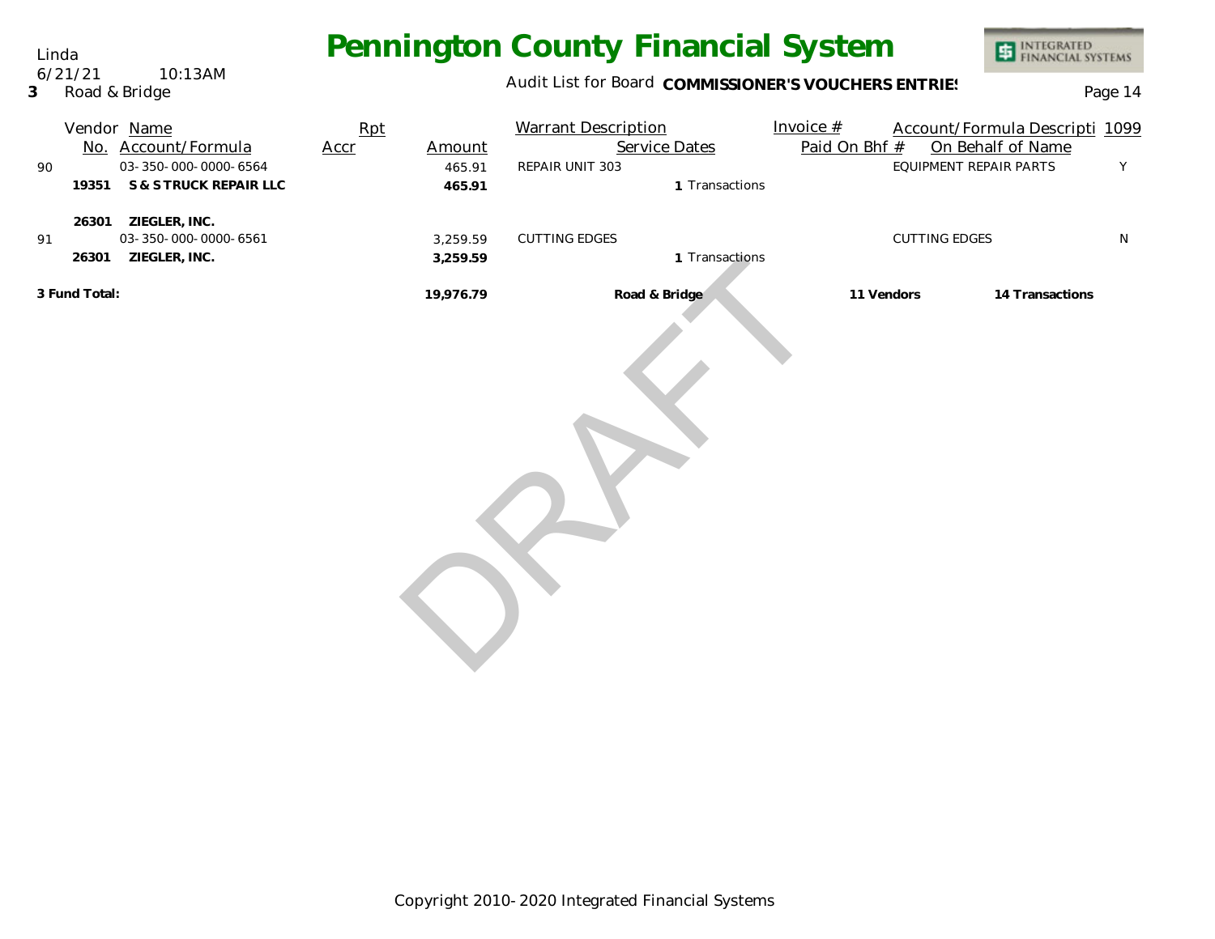Linda
6/21/21 10:13AM
**3** Road & Bridge

# Pennington County Financial System

Audit List for Board **COMMISSIONER'S VOUCHERS ENTRIES**

| | Vendor No. | Name / Account/Formula | Rpt Accr | Amount | Warrant Description | Service Dates | Invoice # / Paid On Bhf # | Account/Formula Descripti / On Behalf of Name | 1099 |
|---|---|---|---|---|---|---|---|---|---|
| 90 | | 03-350-000-0000-6564 | | 465.91 | REPAIR UNIT 303 | | | EQUIPMENT REPAIR PARTS | Y |
| | **19351** | **S & S TRUCK REPAIR LLC** | | **465.91** | | **1** Transactions | | | |
| | **26301** | **ZIEGLER, INC.** | | | | | | | |
| 91 | | 03-350-000-0000-6561 | | 3,259.59 | CUTTING EDGES | | | CUTTING EDGES | N |
| | **26301** | **ZIEGLER, INC.** | | **3,259.59** | | **1** Transactions | | | |
| **3 Fund Total:** | | | | **19,976.79** | **Road & Bridge** | | **11 Vendors** | **14 Transactions** | |

DRAFT

Copyright 2010-2020 Integrated Financial Systems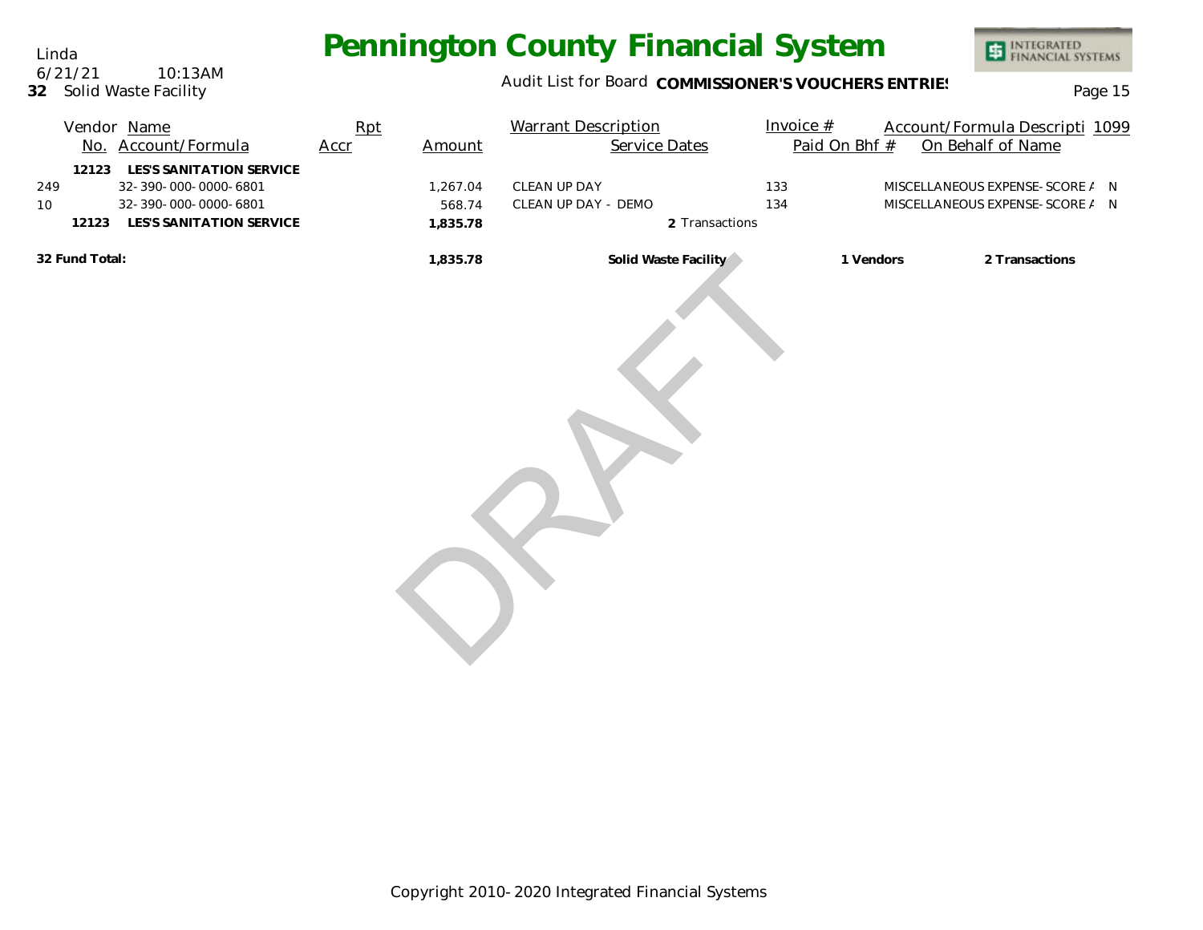# Pennington County Financial System

Linda
6/21/21 10:13AM
**32** Solid Waste Facility

Audit List for Board **COMMISSIONER'S VOUCHERS ENTRIES**

| Vendor No. | Name / Account/Formula | Rpt Accr | Amount | Warrant Description | Service Dates | Invoice # | Paid On Bhf # | Account/Formula Description / On Behalf of Name | 1099 |
|---|---|---|---|---|---|---|---|---|---|
| **12123** | **LES'S SANITATION SERVICE** | | | | | | | | |
| 249 | 32-390-000-0000-6801 | | 1,267.04 | CLEAN UP DAY | | 133 | | MISCELLANEOUS EXPENSE-SCORE / | N |
| 10 | 32-390-000-0000-6801 | | 568.74 | CLEAN UP DAY - DEMO | | 134 | | MISCELLANEOUS EXPENSE-SCORE / | N |
| **12123** | **LES'S SANITATION SERVICE** | | **1,835.78** | | **2** Transactions | | | | |
| **32 Fund Total:** | | | **1,835.78** | **Solid Waste Facility** | | **1 Vendors** | | **2 Transactions** | |

DRAFT

Copyright 2010-2020 Integrated Financial Systems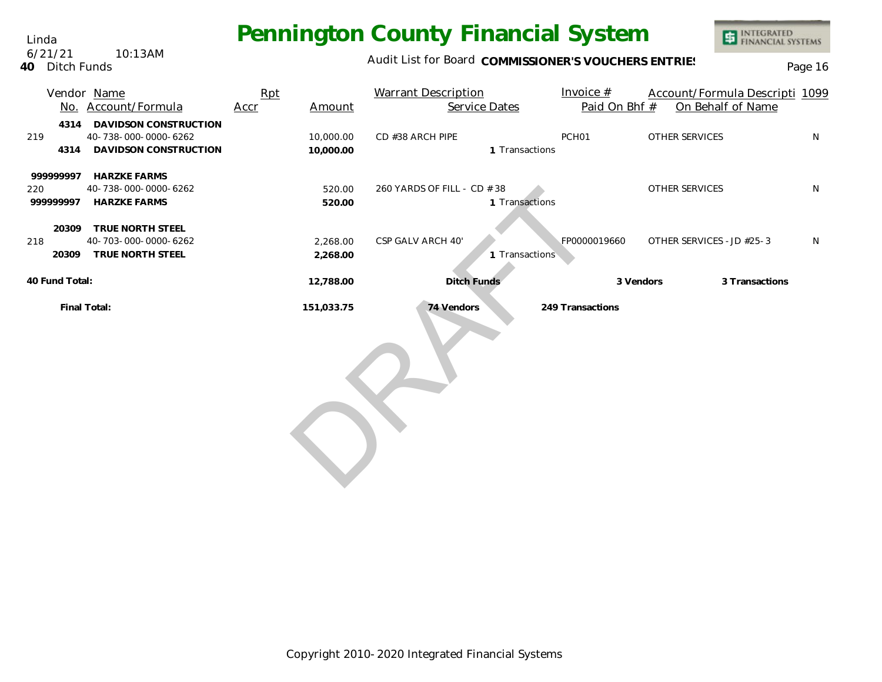Linda
6/21/21 10:13AM
**40** Ditch Funds

# Pennington County Financial System

Audit List for Board **COMMISSIONER'S VOUCHERS ENTRIES**

| Vendor No. | Name / Account/Formula | Rpt Accr | Amount | Warrant Description | Service Dates | Invoice # / Paid On Bhf # | Account/Formula Description / On Behalf of Name | 1099 |
|---|---|---|---|---|---|---|---|---|
| **4314** | **DAVIDSON CONSTRUCTION** | | | | | | | |
| 219 | 40-738-000-0000-6262 | | 10,000.00 | CD #38 ARCH PIPE | | PCH01 | OTHER SERVICES | N |
| **4314** | **DAVIDSON CONSTRUCTION** | | **10,000.00** | | **1** Transactions | | | |
| **999999997** | **HARZKE FARMS** | | | | | | | |
| 220 | 40-738-000-0000-6262 | | 520.00 | 260 YARDS OF FILL - CD #38 | | | OTHER SERVICES | N |
| **999999997** | **HARZKE FARMS** | | **520.00** | | **1** Transactions | | | |
| **20309** | **TRUE NORTH STEEL** | | | | | | | |
| 218 | 40-703-000-0000-6262 | | 2,268.00 | CSP GALV ARCH 40' | | FP0000019660 | OTHER SERVICES - JD #25-3 | N |
| **20309** | **TRUE NORTH STEEL** | | **2,268.00** | | **1** Transactions | | | |
| **40 Fund Total:** | | | **12,788.00** | **Ditch Funds** | | **3 Vendors** | **3 Transactions** | |
| **Final Total:** | | | **151,033.75** | **74 Vendors** | | **249 Transactions** | | |

DRAFT

Copyright 2010-2020 Integrated Financial Systems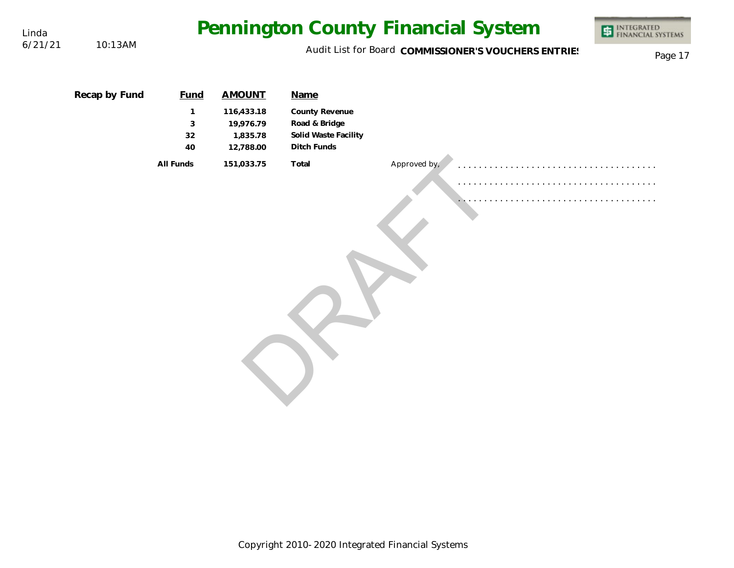**Recap by Fund**

| Fund | AMOUNT | Name |
|---|---|---|
| 1 | 116,433.18 | County Revenue |
| 3 | 19,976.79 | Road & Bridge |
| 32 | 1,835.78 | Solid Waste Facility |
| 40 | 12,788.00 | Ditch Funds |
| All Funds | 151,033.75 | Total |

Approved by, . . . . . . . . . . . . . . . . . . . . . . . . . . . . . . . . . . . .

. . . . . . . . . . . . . . . . . . . . . . . . . . . . . . . . . . . .

. . . . . . . . . . . . . . . . . . . . . . . . . . . . . . . . . . . .

DRAFT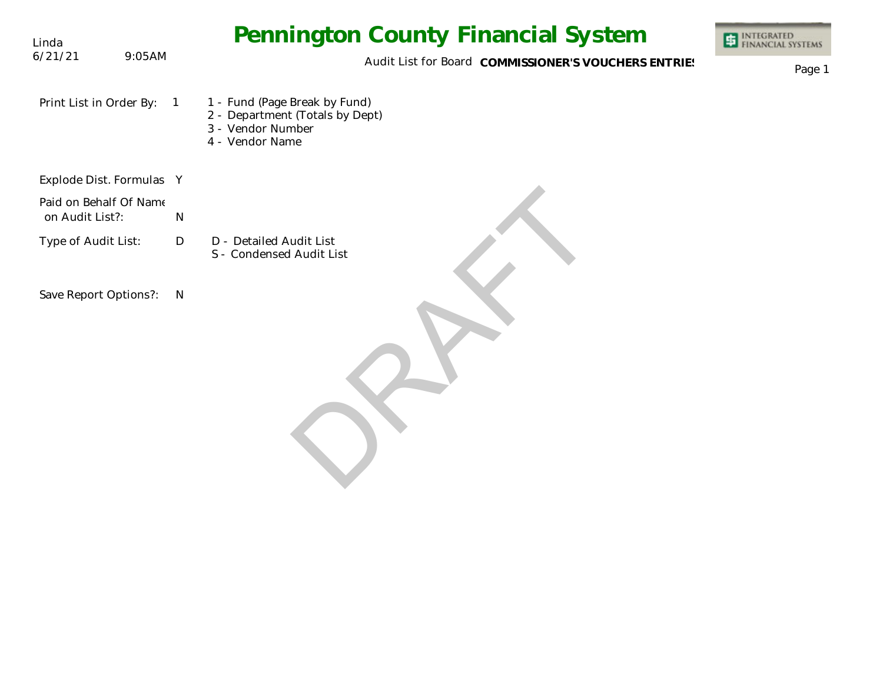Linda
6/21/21 9:05AM

# Pennington County Financial System

Audit List for Board **COMMISSIONER'S VOUCHERS ENTRIES**

Print List in Order By: 1

- 1 - Fund (Page Break by Fund)
- 2 - Department (Totals by Dept)
- 3 - Vendor Number
- 4 - Vendor Name

Explode Dist. Formulas Y

Paid on Behalf Of Name on Audit List?: N

Type of Audit List: D

- D - Detailed Audit List
- S - Condensed Audit List

Save Report Options?: N

DRAFT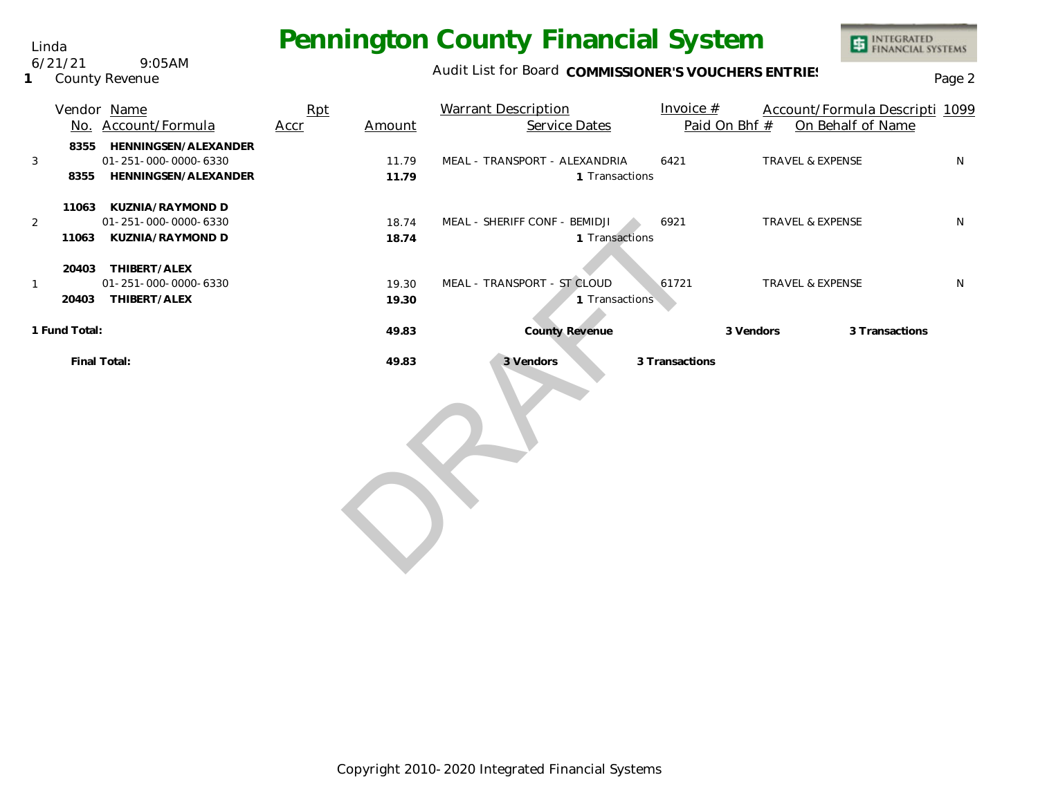Linda
6/21/21 9:05AM
1 County Revenue

# Pennington County Financial System

Audit List for Board **COMMISSIONER'S VOUCHERS ENTRIES**

| | Vendor No. | Name / Account/Formula | Rpt Accr | Amount | Warrant Description / Service Dates | Invoice # / Paid On Bhf # | Account/Formula Descripti / On Behalf of Name | 1099 |
|---|---|---|---|---|---|---|---|---|
| | **8355** | **HENNINGSEN/ALEXANDER** | | | | | | |
| 3 | | 01-251-000-0000-6330 | | 11.79 | MEAL - TRANSPORT - ALEXANDRIA | 6421 | TRAVEL & EXPENSE | N |
| | **8355** | **HENNINGSEN/ALEXANDER** | | **11.79** | 1 Transactions | | | |
| | **11063** | **KUZNIA/RAYMOND D** | | | | | | |
| 2 | | 01-251-000-0000-6330 | | 18.74 | MEAL - SHERIFF CONF - BEMIDJI | 6921 | TRAVEL & EXPENSE | N |
| | **11063** | **KUZNIA/RAYMOND D** | | **18.74** | 1 Transactions | | | |
| | **20403** | **THIBERT/ALEX** | | | | | | |
| 1 | | 01-251-000-0000-6330 | | 19.30 | MEAL - TRANSPORT - ST CLOUD | 61721 | TRAVEL & EXPENSE | N |
| | **20403** | **THIBERT/ALEX** | | **19.30** | 1 Transactions | | | |
| **1 Fund Total:** | | | | **49.83** | **County Revenue** | **3 Vendors** | **3 Transactions** | |
| | **Final Total:** | | | **49.83** | **3 Vendors** | **3 Transactions** | | |

DRAFT

Copyright 2010-2020 Integrated Financial Systems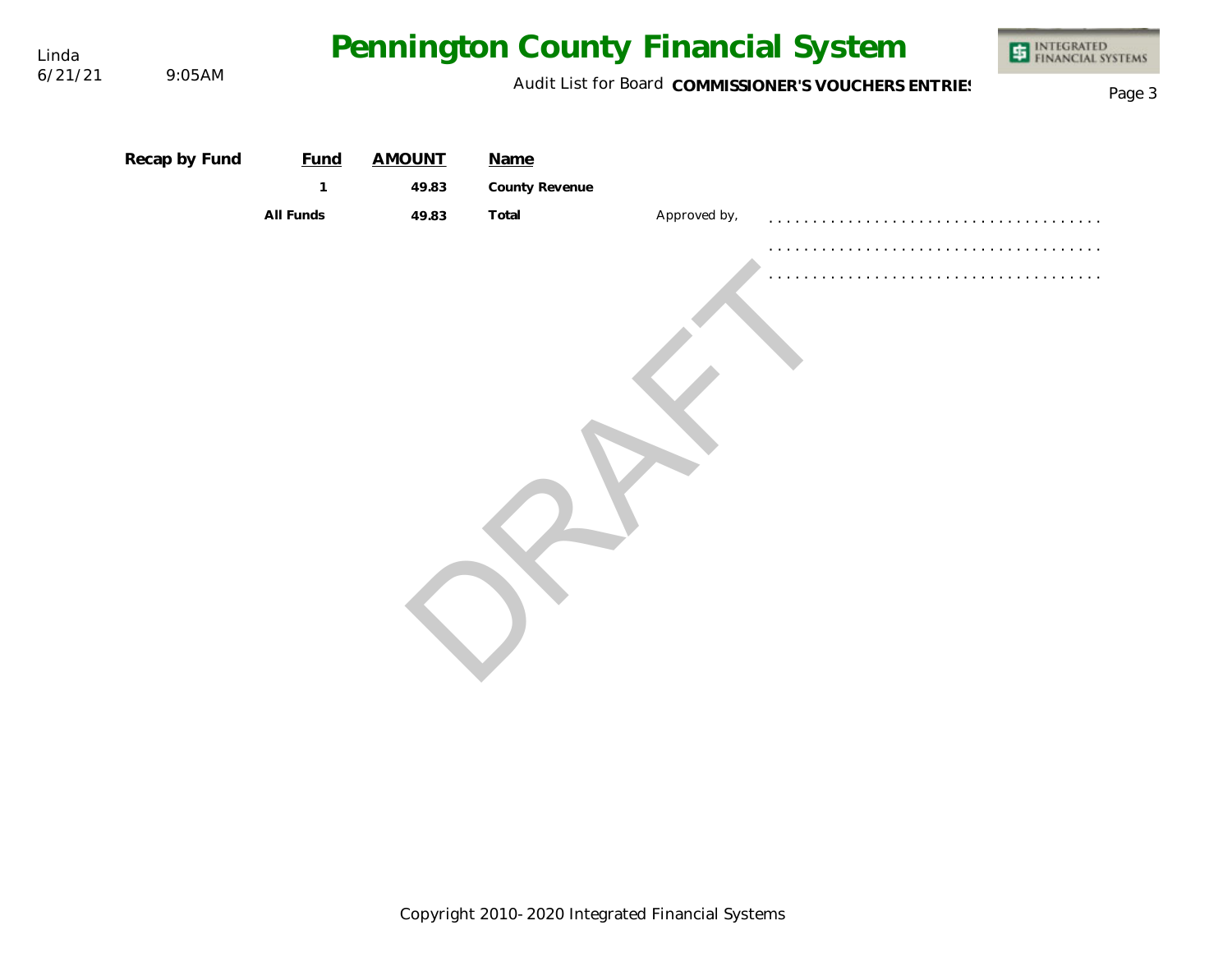| Recap by Fund | Fund | AMOUNT | Name | |
|---|---|---|---|---|
| | 1 | 49.83 | County Revenue | |
| | All Funds | 49.83 | Total | Approved by, ...................................... |
| | | | | ...................................... |
| | | | | ...................................... |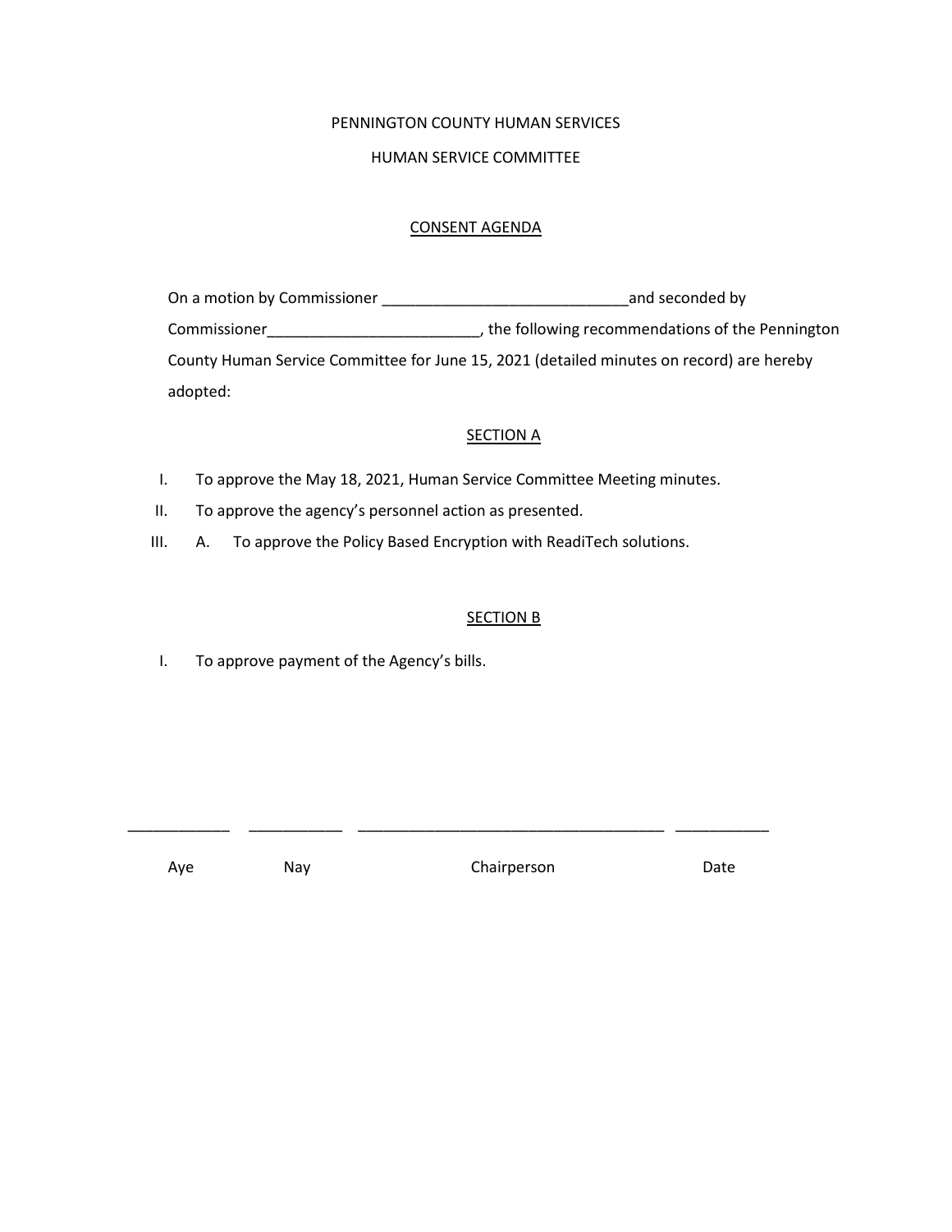PENNINGTON COUNTY HUMAN SERVICES

HUMAN SERVICE COMMITTEE

CONSENT AGENDA

On a motion by Commissioner _____________________________and seconded by Commissioner_________________________, the following recommendations of the Pennington County Human Service Committee for June 15, 2021 (detailed minutes on record) are hereby adopted:

SECTION A

I. To approve the May 18, 2021, Human Service Committee Meeting minutes.

II. To approve the agency's personnel action as presented.

III. A. To approve the Policy Based Encryption with ReadiTech solutions.

SECTION B

I. To approve payment of the Agency's bills.

____________ ___________ ____________________________________ ___________

Aye Nay Chairperson Date